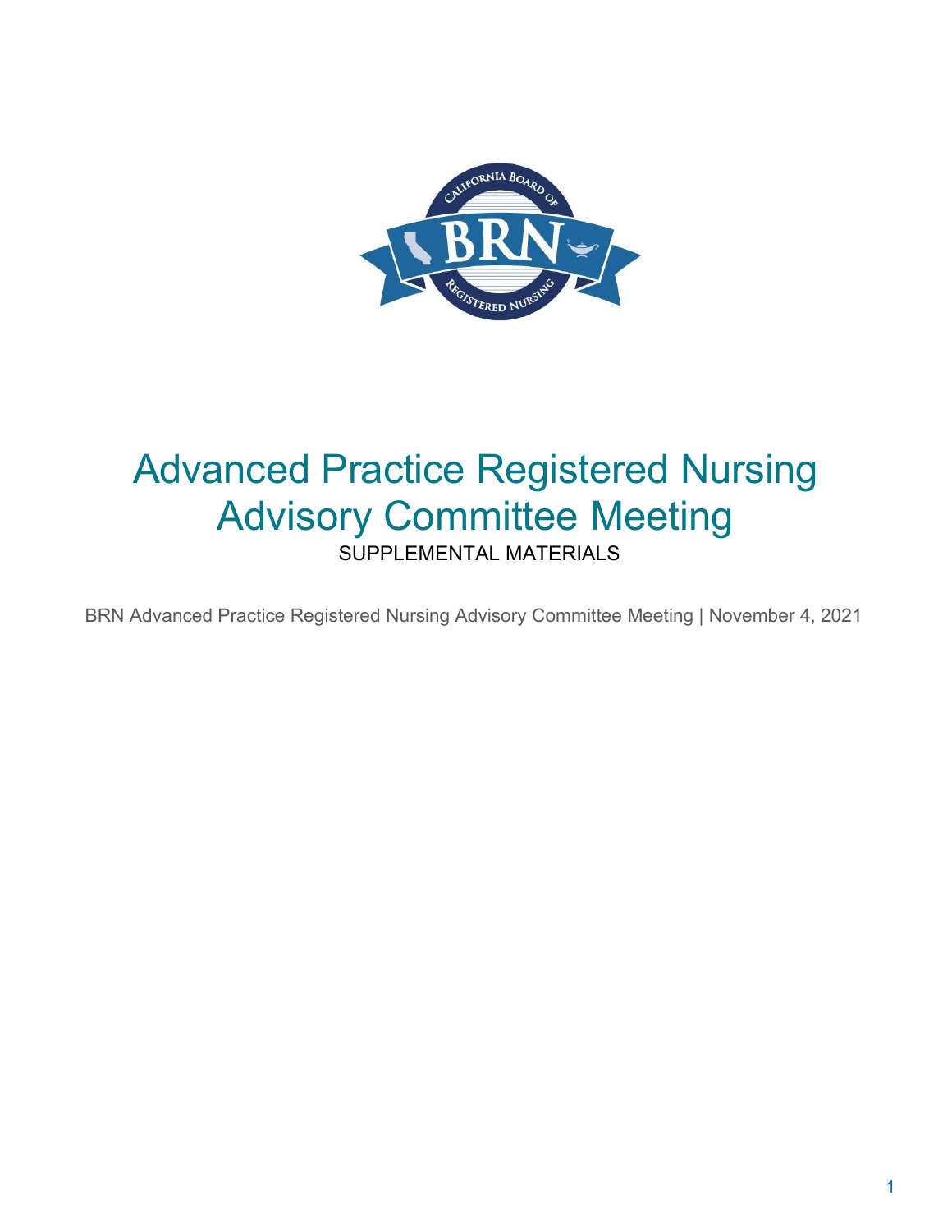# Advanced Practice Registered Nursing Advisory Committee Meeting

SUPPLEMENTAL MATERIALS

BRN Advanced Practice Registered Nursing Advisory Committee Meeting | November 4, 2021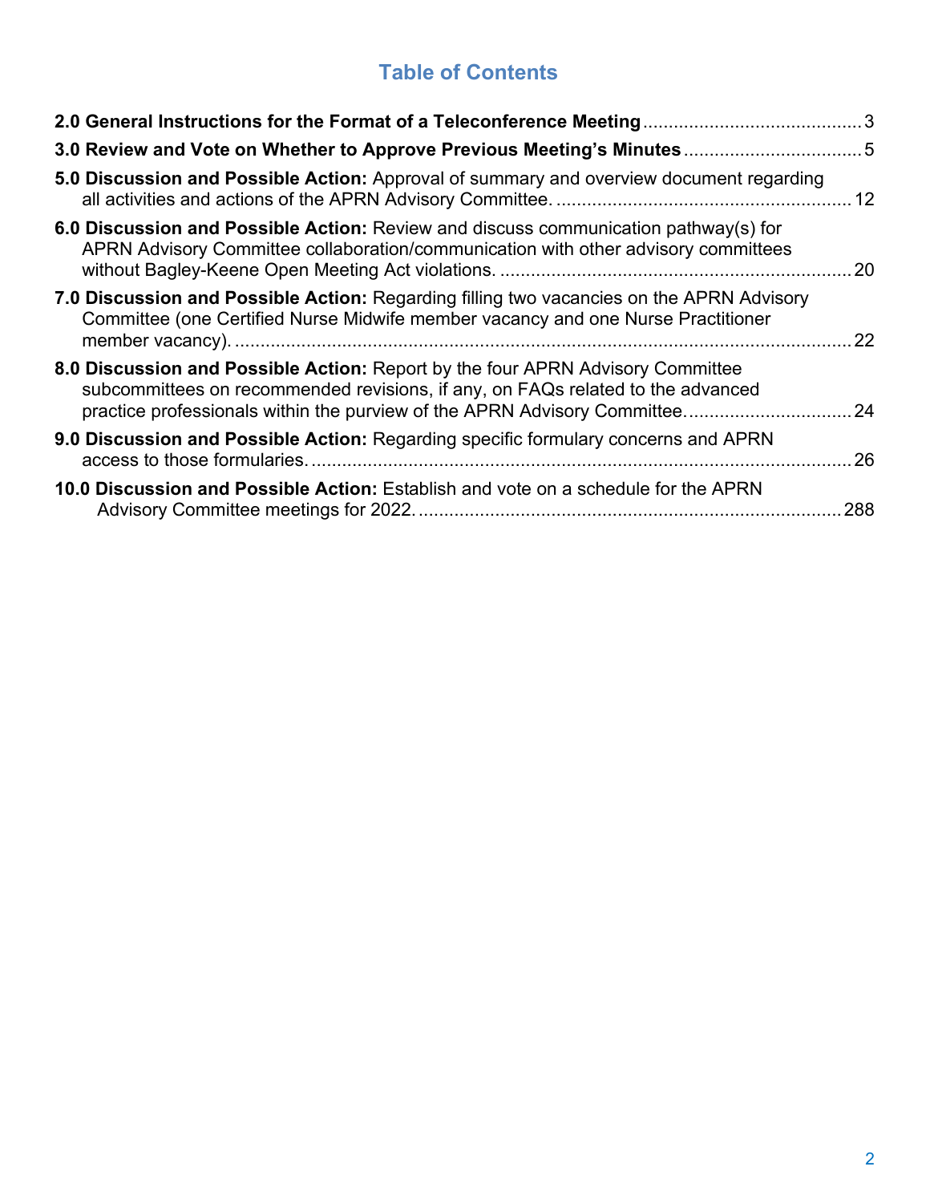## Table of Contents

**2.0 General Instructions for the Format of a Teleconference Meeting** .......... 3

**3.0 Review and Vote on Whether to Approve Previous Meeting's Minutes** .......... 5

**5.0 Discussion and Possible Action:** Approval of summary and overview document regarding all activities and actions of the APRN Advisory Committee. .......... 12

**6.0 Discussion and Possible Action:** Review and discuss communication pathway(s) for APRN Advisory Committee collaboration/communication with other advisory committees without Bagley-Keene Open Meeting Act violations. .......... 20

**7.0 Discussion and Possible Action:** Regarding filling two vacancies on the APRN Advisory Committee (one Certified Nurse Midwife member vacancy and one Nurse Practitioner member vacancy). .......... 22

**8.0 Discussion and Possible Action:** Report by the four APRN Advisory Committee subcommittees on recommended revisions, if any, on FAQs related to the advanced practice professionals within the purview of the APRN Advisory Committee. .......... 24

**9.0 Discussion and Possible Action:** Regarding specific formulary concerns and APRN access to those formularies. .......... 26

**10.0 Discussion and Possible Action:** Establish and vote on a schedule for the APRN Advisory Committee meetings for 2022. .......... 288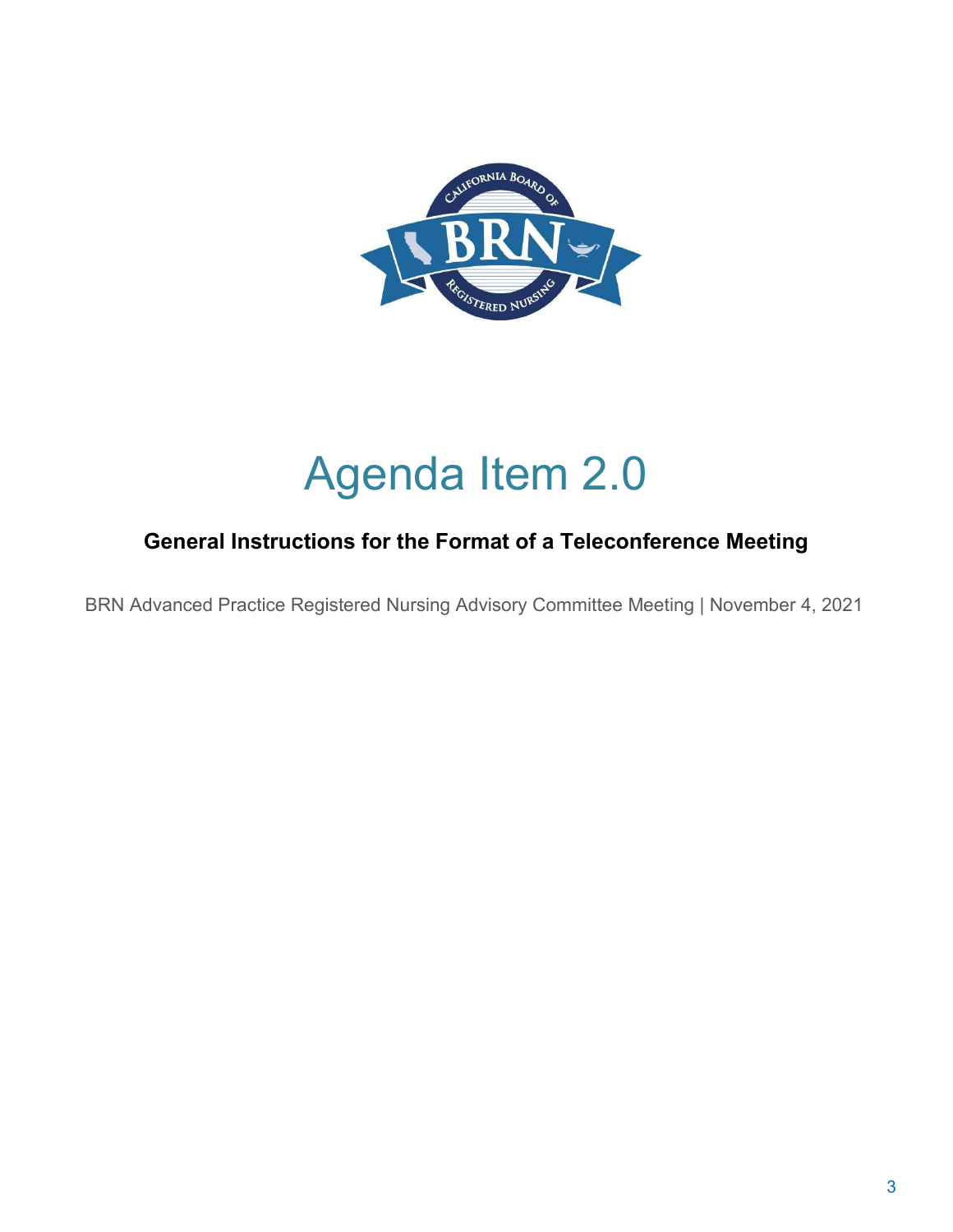# Agenda Item 2.0

**General Instructions for the Format of a Teleconference Meeting**

BRN Advanced Practice Registered Nursing Advisory Committee Meeting | November 4, 2021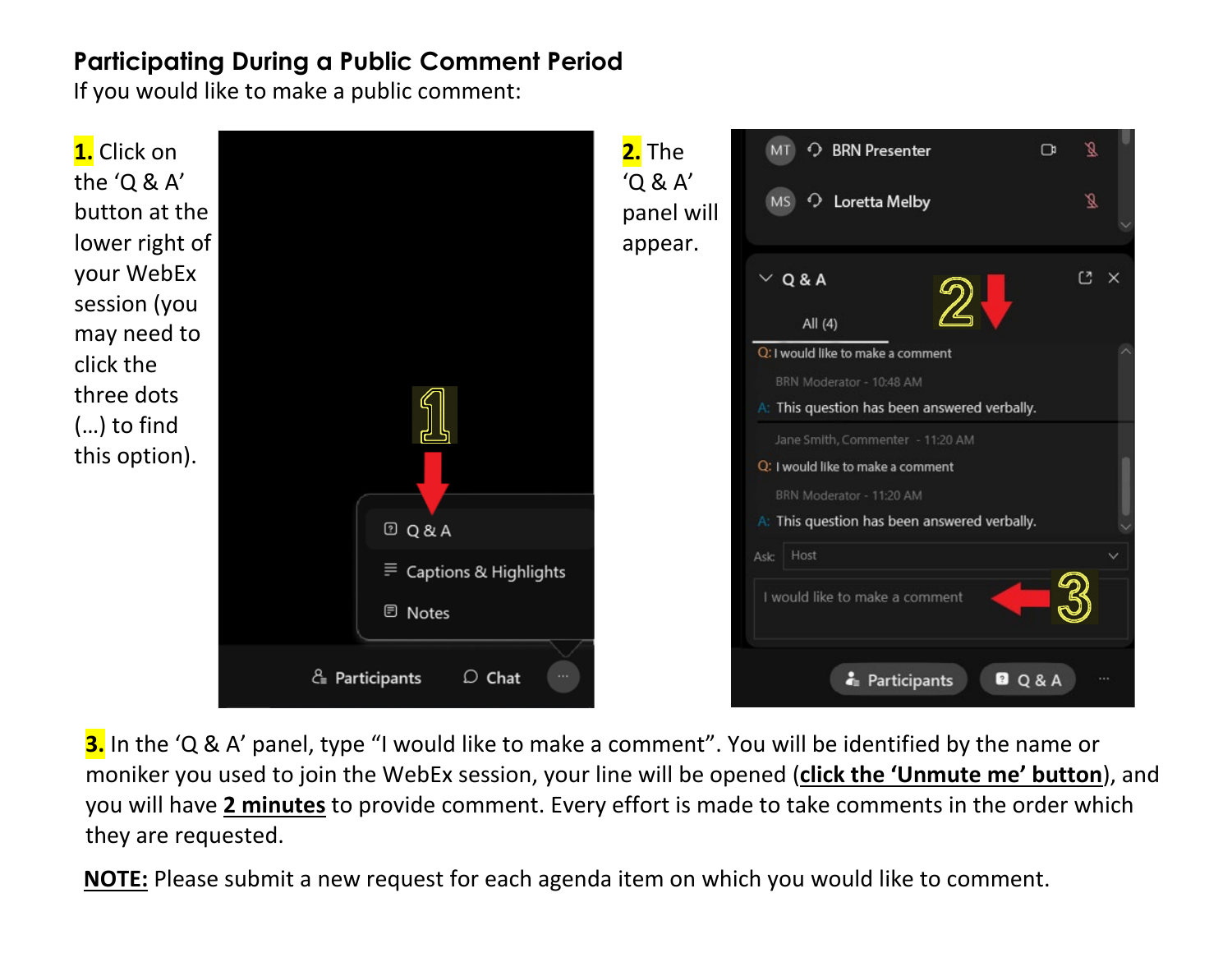**Participating During a Public Comment Period**

If you would like to make a public comment:

**1.** Click on the 'Q & A' button at the lower right of your WebEx session (you may need to click the three dots (…) to find this option).

**2.** The 'Q & A' panel will appear.

**3.** In the 'Q & A' panel, type "I would like to make a comment". You will be identified by the name or moniker you used to join the WebEx session, your line will be opened (**click the 'Unmute me' button**), and you will have **2 minutes** to provide comment. Every effort is made to take comments in the order which they are requested.

**NOTE:** Please submit a new request for each agenda item on which you would like to comment.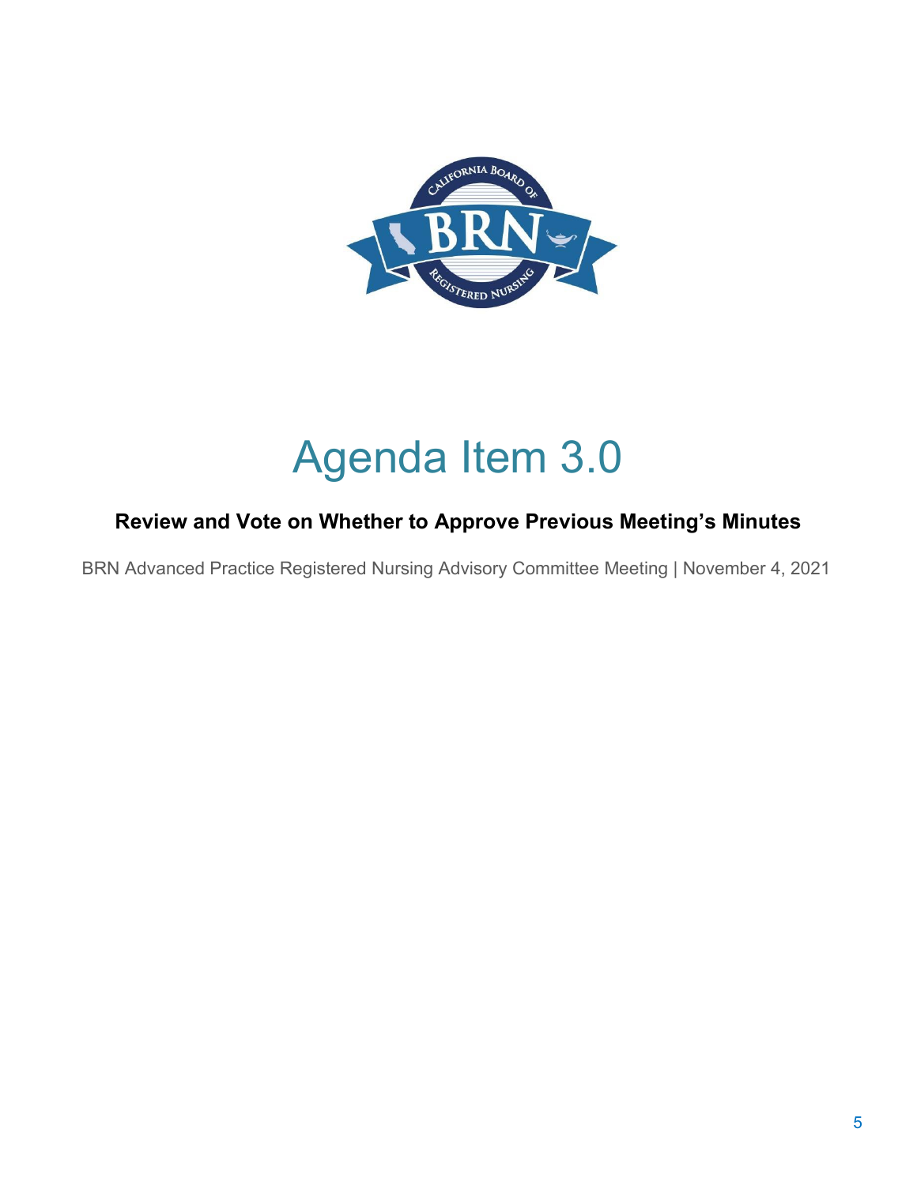# Agenda Item 3.0

**Review and Vote on Whether to Approve Previous Meeting's Minutes**

BRN Advanced Practice Registered Nursing Advisory Committee Meeting | November 4, 2021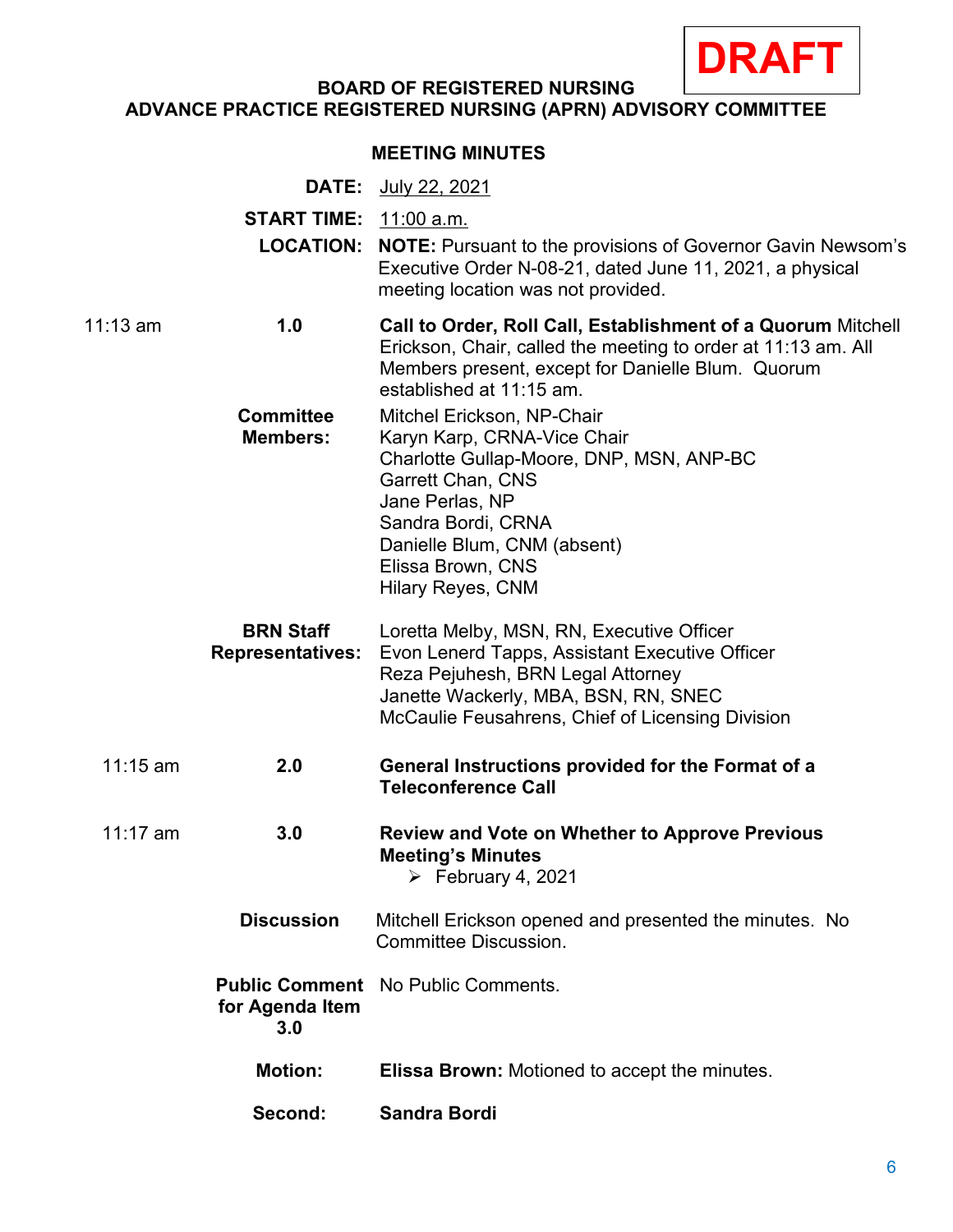**DRAFT**

**BOARD OF REGISTERED NURSING**
**ADVANCE PRACTICE REGISTERED NURSING (APRN) ADVISORY COMMITTEE**

**MEETING MINUTES**

**DATE:** July 22, 2021

**START TIME:** 11:00 a.m.

**LOCATION:** **NOTE:** Pursuant to the provisions of Governor Gavin Newsom's Executive Order N-08-21, dated June 11, 2021, a physical meeting location was not provided.

11:13 am **1.0** **Call to Order, Roll Call, Establishment of a Quorum** Mitchell Erickson, Chair, called the meeting to order at 11:13 am. All Members present, except for Danielle Blum. Quorum established at 11:15 am.

**Committee Members:**
Mitchel Erickson, NP-Chair
Karyn Karp, CRNA-Vice Chair
Charlotte Gullap-Moore, DNP, MSN, ANP-BC
Garrett Chan, CNS
Jane Perlas, NP
Sandra Bordi, CRNA
Danielle Blum, CNM (absent)
Elissa Brown, CNS
Hilary Reyes, CNM

**BRN Staff Representatives:**
Loretta Melby, MSN, RN, Executive Officer
Evon Lenerd Tapps, Assistant Executive Officer
Reza Pejuhesh, BRN Legal Attorney
Janette Wackerly, MBA, BSN, RN, SNEC
McCaulie Feusahrens, Chief of Licensing Division

11:15 am **2.0** **General Instructions provided for the Format of a Teleconference Call**

11:17 am **3.0** **Review and Vote on Whether to Approve Previous Meeting's Minutes**
- February 4, 2021

**Discussion:** Mitchell Erickson opened and presented the minutes. No Committee Discussion.

**Public Comment for Agenda Item 3.0:** No Public Comments.

**Motion:** **Elissa Brown:** Motioned to accept the minutes.

**Second:** **Sandra Bordi**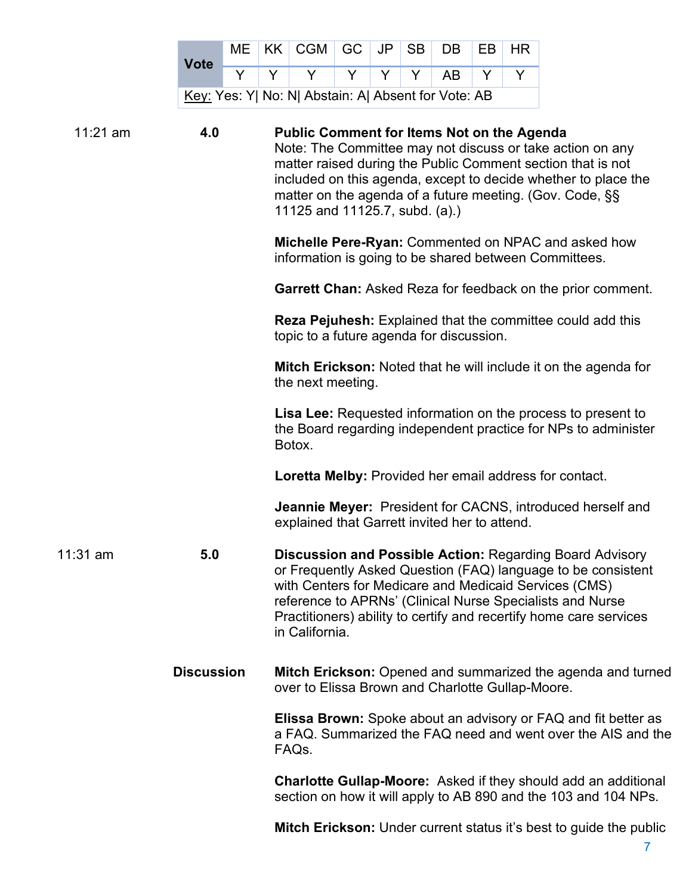| Vote | ME | KK | CGM | GC | JP | SB | DB | EB | HR |
|---|---|---|---|---|---|---|---|---|---|
| | Y | Y | Y | Y | Y | Y | AB | Y | Y |
| Key: Yes: Y\| No: N\| Abstain: A\| Absent for Vote: AB | | | | | | | | | |

11:21 am **4.0** **Public Comment for Items Not on the Agenda**
Note: The Committee may not discuss or take action on any matter raised during the Public Comment section that is not included on this agenda, except to decide whether to place the matter on the agenda of a future meeting. (Gov. Code, §§ 11125 and 11125.7, subd. (a).)

**Michelle Pere-Ryan:** Commented on NPAC and asked how information is going to be shared between Committees.

**Garrett Chan:** Asked Reza for feedback on the prior comment.

**Reza Pejuhesh:** Explained that the committee could add this topic to a future agenda for discussion.

**Mitch Erickson:** Noted that he will include it on the agenda for the next meeting.

**Lisa Lee:** Requested information on the process to present to the Board regarding independent practice for NPs to administer Botox.

**Loretta Melby:** Provided her email address for contact.

**Jeannie Meyer:** President for CACNS, introduced herself and explained that Garrett invited her to attend.

11:31 am **5.0** **Discussion and Possible Action:** Regarding Board Advisory or Frequently Asked Question (FAQ) language to be consistent with Centers for Medicare and Medicaid Services (CMS) reference to APRNs' (Clinical Nurse Specialists and Nurse Practitioners) ability to certify and recertify home care services in California.

**Discussion**

**Mitch Erickson:** Opened and summarized the agenda and turned over to Elissa Brown and Charlotte Gullap-Moore.

**Elissa Brown:** Spoke about an advisory or FAQ and fit better as a FAQ. Summarized the FAQ need and went over the AIS and the FAQs.

**Charlotte Gullap-Moore:** Asked if they should add an additional section on how it will apply to AB 890 and the 103 and 104 NPs.

**Mitch Erickson:** Under current status it's best to guide the public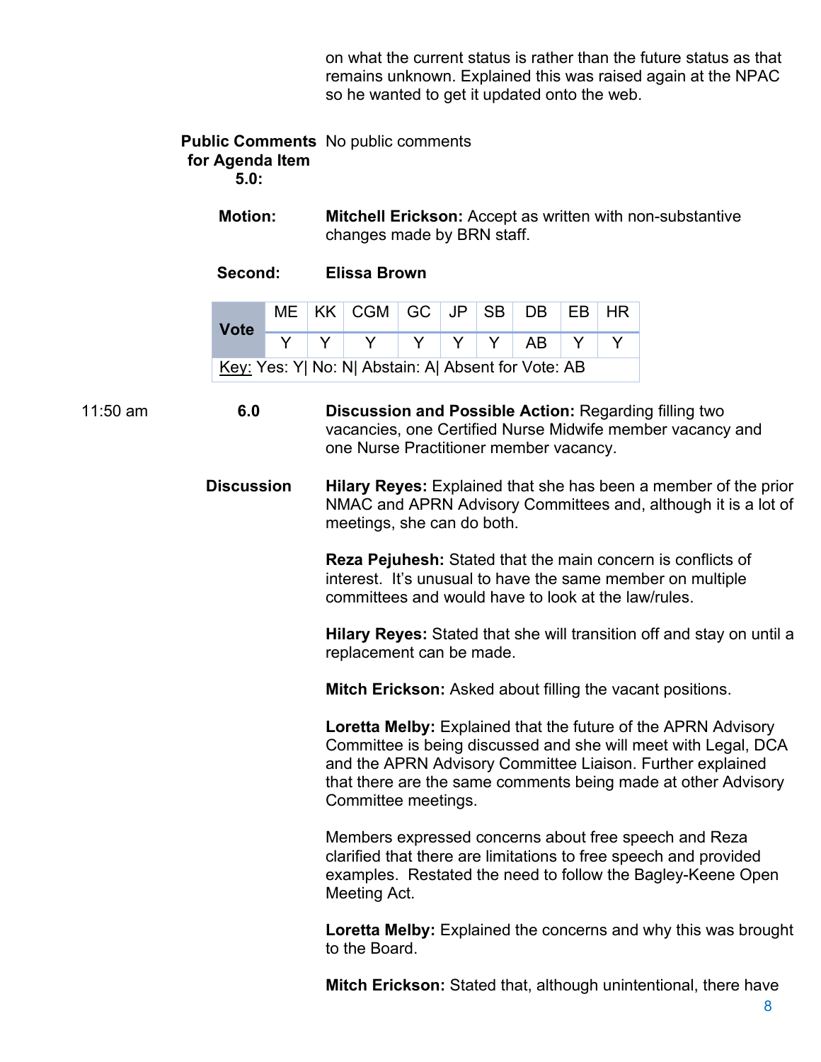on what the current status is rather than the future status as that remains unknown. Explained this was raised again at the NPAC so he wanted to get it updated onto the web.

**Public Comments for Agenda Item 5.0:** No public comments

**Motion:** **Mitchell Erickson:** Accept as written with non-substantive changes made by BRN staff.

**Second:** **Elissa Brown**

| Vote | ME | KK | CGM | GC | JP | SB | DB | EB | HR |
|---|---|---|---|---|---|---|---|---|---|
| | Y | Y | Y | Y | Y | Y | AB | Y | Y |

Key: Yes: Y| No: N| Abstain: A| Absent for Vote: AB

11:50 am **6.0** **Discussion and Possible Action:** Regarding filling two vacancies, one Certified Nurse Midwife member vacancy and one Nurse Practitioner member vacancy.

**Discussion**

**Hilary Reyes:** Explained that she has been a member of the prior NMAC and APRN Advisory Committees and, although it is a lot of meetings, she can do both.

**Reza Pejuhesh:** Stated that the main concern is conflicts of interest. It's unusual to have the same member on multiple committees and would have to look at the law/rules.

**Hilary Reyes:** Stated that she will transition off and stay on until a replacement can be made.

**Mitch Erickson:** Asked about filling the vacant positions.

**Loretta Melby:** Explained that the future of the APRN Advisory Committee is being discussed and she will meet with Legal, DCA and the APRN Advisory Committee Liaison. Further explained that there are the same comments being made at other Advisory Committee meetings.

Members expressed concerns about free speech and Reza clarified that there are limitations to free speech and provided examples. Restated the need to follow the Bagley-Keene Open Meeting Act.

**Loretta Melby:** Explained the concerns and why this was brought to the Board.

**Mitch Erickson:** Stated that, although unintentional, there have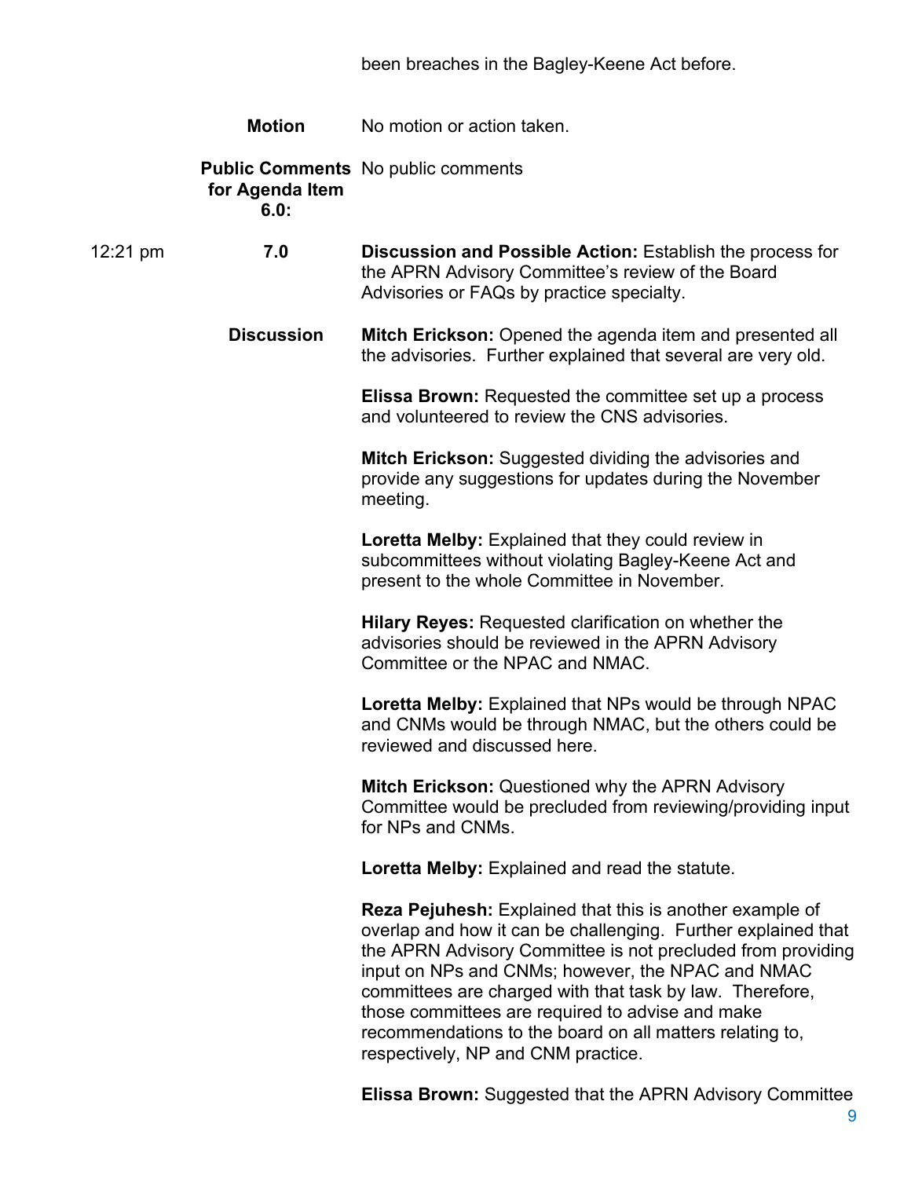been breaches in the Bagley-Keene Act before.

**Motion** No motion or action taken.

**Public Comments for Agenda Item 6.0:** No public comments

12:21 pm **7.0** **Discussion and Possible Action:** Establish the process for the APRN Advisory Committee's review of the Board Advisories or FAQs by practice specialty.

**Discussion**

**Mitch Erickson:** Opened the agenda item and presented all the advisories. Further explained that several are very old.

**Elissa Brown:** Requested the committee set up a process and volunteered to review the CNS advisories.

**Mitch Erickson:** Suggested dividing the advisories and provide any suggestions for updates during the November meeting.

**Loretta Melby:** Explained that they could review in subcommittees without violating Bagley-Keene Act and present to the whole Committee in November.

**Hilary Reyes:** Requested clarification on whether the advisories should be reviewed in the APRN Advisory Committee or the NPAC and NMAC.

**Loretta Melby:** Explained that NPs would be through NPAC and CNMs would be through NMAC, but the others could be reviewed and discussed here.

**Mitch Erickson:** Questioned why the APRN Advisory Committee would be precluded from reviewing/providing input for NPs and CNMs.

**Loretta Melby:** Explained and read the statute.

**Reza Pejuhesh:** Explained that this is another example of overlap and how it can be challenging. Further explained that the APRN Advisory Committee is not precluded from providing input on NPs and CNMs; however, the NPAC and NMAC committees are charged with that task by law. Therefore, those committees are required to advise and make recommendations to the board on all matters relating to, respectively, NP and CNM practice.

**Elissa Brown:** Suggested that the APRN Advisory Committee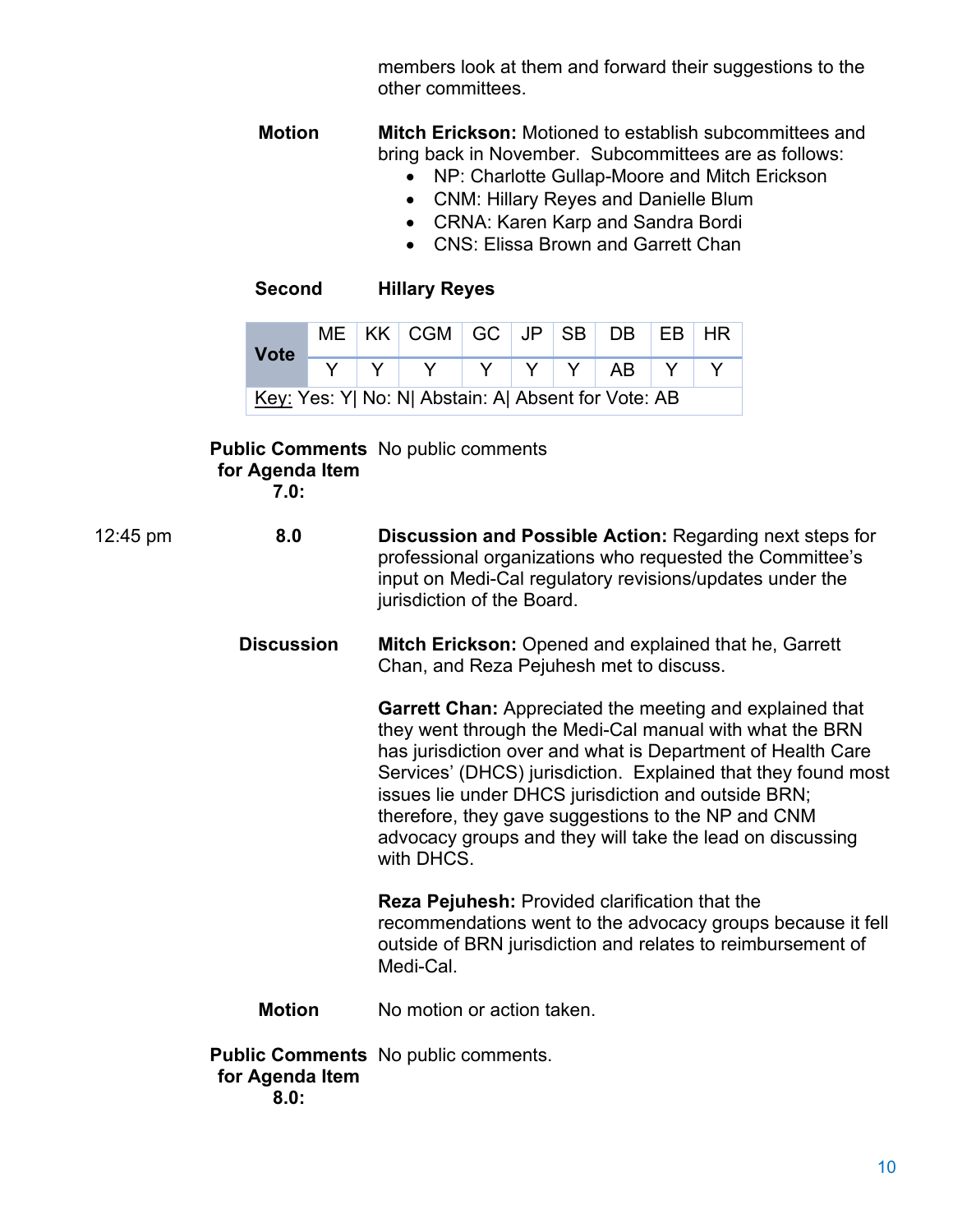members look at them and forward their suggestions to the other committees.

**Motion** **Mitch Erickson:** Motioned to establish subcommittees and bring back in November. Subcommittees are as follows:

- NP: Charlotte Gullap-Moore and Mitch Erickson
- CNM: Hillary Reyes and Danielle Blum
- CRNA: Karen Karp and Sandra Bordi
- CNS: Elissa Brown and Garrett Chan

**Second** **Hillary Reyes**

| Vote | ME | KK | CGM | GC | JP | SB | DB | EB | HR |
|---|---|---|---|---|---|---|---|---|---|
| | Y | Y | Y | Y | Y | Y | AB | Y | Y |

Key: Yes: Y| No: N| Abstain: A| Absent for Vote: AB

**Public Comments for Agenda Item 7.0:** No public comments

12:45 pm **8.0** **Discussion and Possible Action:** Regarding next steps for professional organizations who requested the Committee's input on Medi-Cal regulatory revisions/updates under the jurisdiction of the Board.

**Discussion** **Mitch Erickson:** Opened and explained that he, Garrett Chan, and Reza Pejuhesh met to discuss.

**Garrett Chan:** Appreciated the meeting and explained that they went through the Medi-Cal manual with what the BRN has jurisdiction over and what is Department of Health Care Services' (DHCS) jurisdiction. Explained that they found most issues lie under DHCS jurisdiction and outside BRN; therefore, they gave suggestions to the NP and CNM advocacy groups and they will take the lead on discussing with DHCS.

**Reza Pejuhesh:** Provided clarification that the recommendations went to the advocacy groups because it fell outside of BRN jurisdiction and relates to reimbursement of Medi-Cal.

**Motion** No motion or action taken.

**Public Comments for Agenda Item 8.0:** No public comments.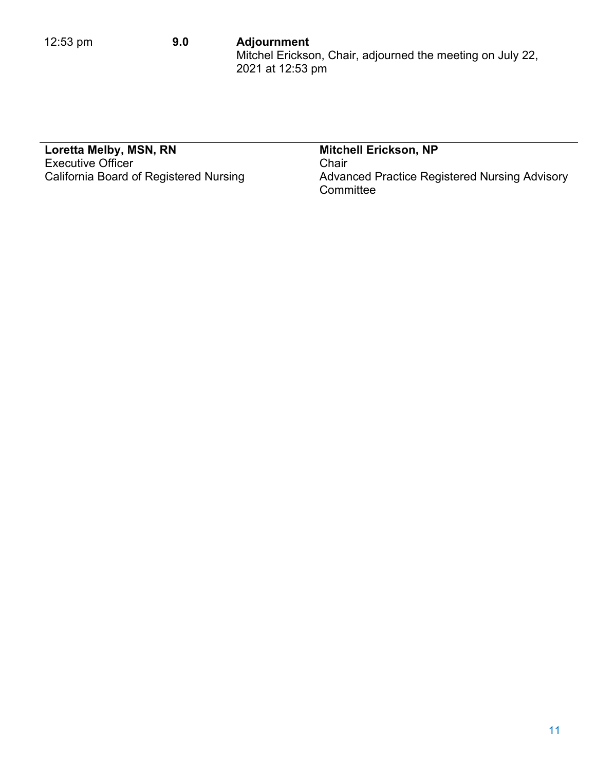| | | |
|---|---|---|
| 12:53 pm | **9.0** | **Adjournment**<br>Mitchel Erickson, Chair, adjourned the meeting on July 22, 2021 at 12:53 pm |

---

**Loretta Melby, MSN, RN**
Executive Officer
California Board of Registered Nursing

**Mitchell Erickson, NP**
Chair
Advanced Practice Registered Nursing Advisory Committee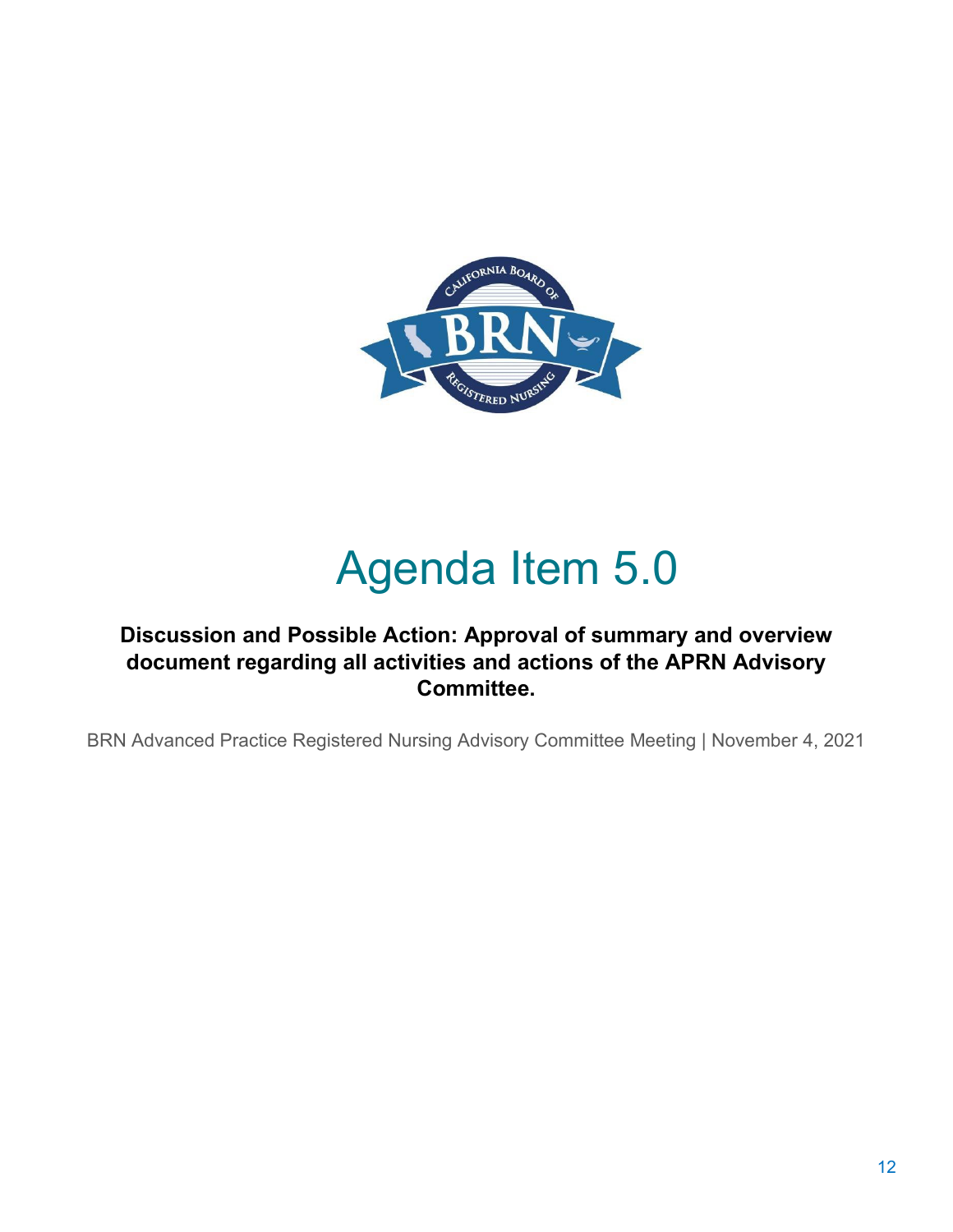# Agenda Item 5.0

**Discussion and Possible Action: Approval of summary and overview document regarding all activities and actions of the APRN Advisory Committee.**

BRN Advanced Practice Registered Nursing Advisory Committee Meeting | November 4, 2021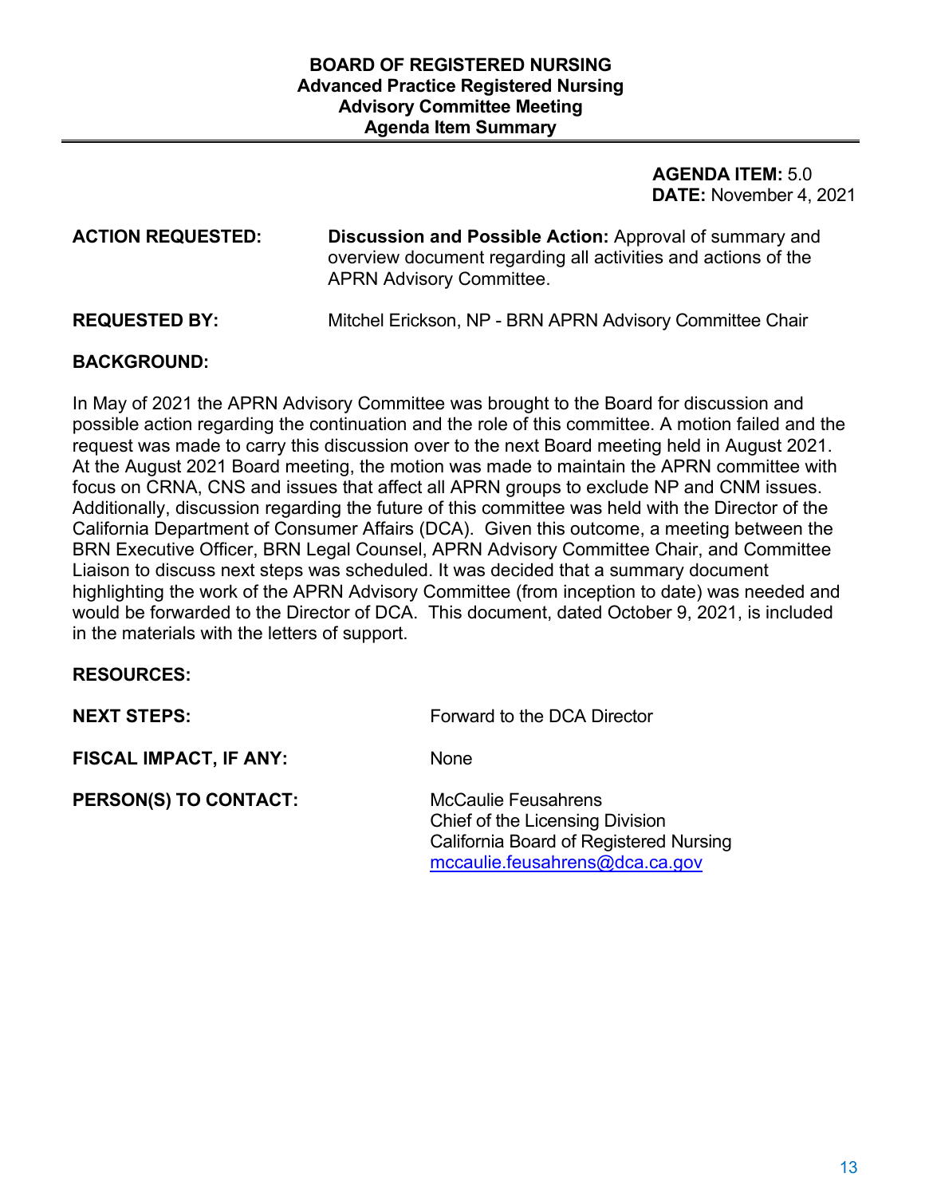**BOARD OF REGISTERED NURSING**
**Advanced Practice Registered Nursing**
**Advisory Committee Meeting**
**Agenda Item Summary**

---

**AGENDA ITEM:** 5.0
**DATE:** November 4, 2021

**ACTION REQUESTED:** **Discussion and Possible Action:** Approval of summary and overview document regarding all activities and actions of the APRN Advisory Committee.

**REQUESTED BY:** Mitchel Erickson, NP - BRN APRN Advisory Committee Chair

**BACKGROUND:**

In May of 2021 the APRN Advisory Committee was brought to the Board for discussion and possible action regarding the continuation and the role of this committee. A motion failed and the request was made to carry this discussion over to the next Board meeting held in August 2021. At the August 2021 Board meeting, the motion was made to maintain the APRN committee with focus on CRNA, CNS and issues that affect all APRN groups to exclude NP and CNM issues. Additionally, discussion regarding the future of this committee was held with the Director of the California Department of Consumer Affairs (DCA). Given this outcome, a meeting between the BRN Executive Officer, BRN Legal Counsel, APRN Advisory Committee Chair, and Committee Liaison to discuss next steps was scheduled. It was decided that a summary document highlighting the work of the APRN Advisory Committee (from inception to date) was needed and would be forwarded to the Director of DCA. This document, dated October 9, 2021, is included in the materials with the letters of support.

**RESOURCES:**

**NEXT STEPS:** Forward to the DCA Director

**FISCAL IMPACT, IF ANY:** None

**PERSON(S) TO CONTACT:** McCaulie Feusahrens
Chief of the Licensing Division
California Board of Registered Nursing
mccaulie.feusahrens@dca.ca.gov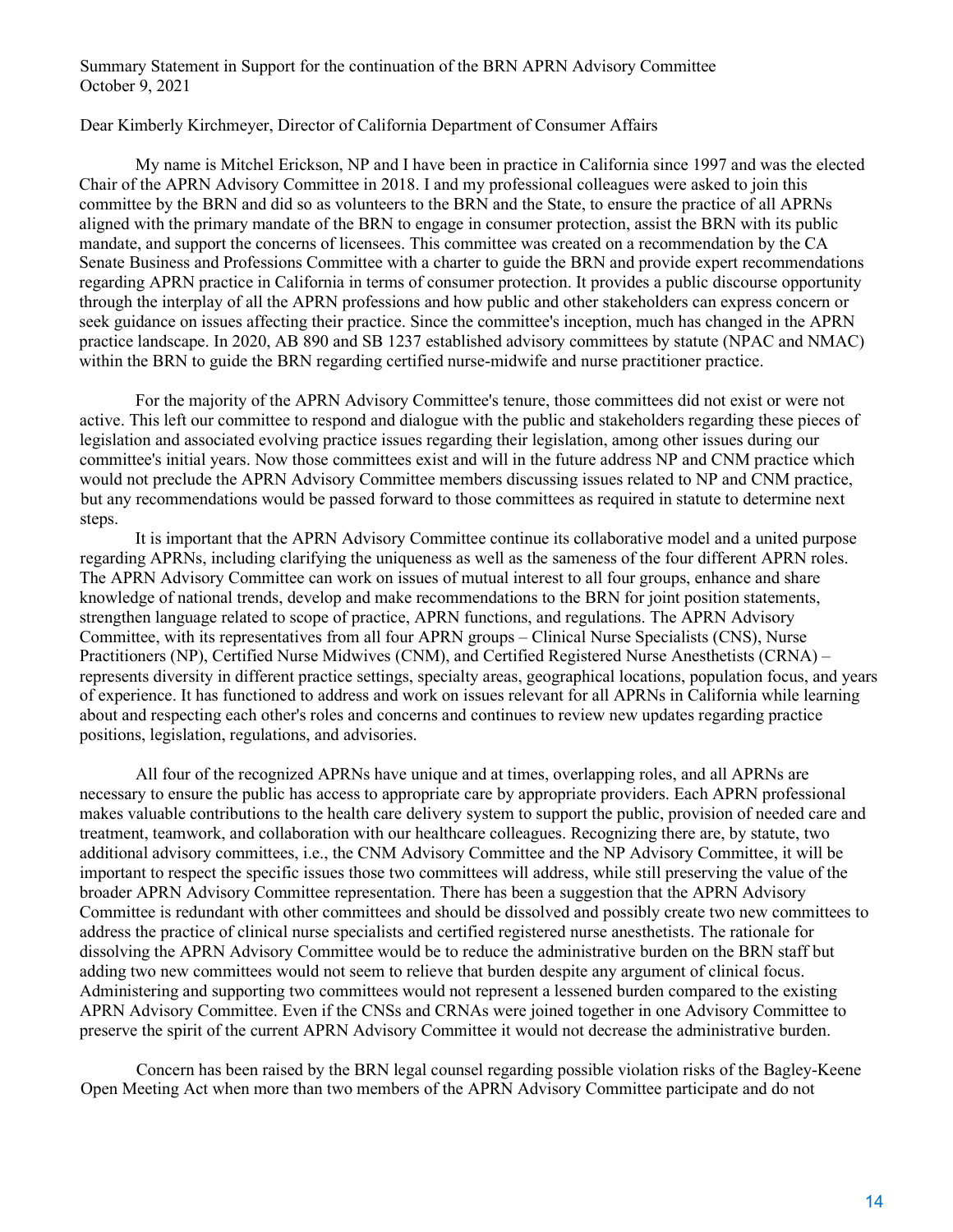Summary Statement in Support for the continuation of the BRN APRN Advisory Committee
October 9, 2021

Dear Kimberly Kirchmeyer, Director of California Department of Consumer Affairs

My name is Mitchel Erickson, NP and I have been in practice in California since 1997 and was the elected Chair of the APRN Advisory Committee in 2018. I and my professional colleagues were asked to join this committee by the BRN and did so as volunteers to the BRN and the State, to ensure the practice of all APRNs aligned with the primary mandate of the BRN to engage in consumer protection, assist the BRN with its public mandate, and support the concerns of licensees. This committee was created on a recommendation by the CA Senate Business and Professions Committee with a charter to guide the BRN and provide expert recommendations regarding APRN practice in California in terms of consumer protection. It provides a public discourse opportunity through the interplay of all the APRN professions and how public and other stakeholders can express concern or seek guidance on issues affecting their practice. Since the committee's inception, much has changed in the APRN practice landscape. In 2020, AB 890 and SB 1237 established advisory committees by statute (NPAC and NMAC) within the BRN to guide the BRN regarding certified nurse-midwife and nurse practitioner practice.

For the majority of the APRN Advisory Committee's tenure, those committees did not exist or were not active. This left our committee to respond and dialogue with the public and stakeholders regarding these pieces of legislation and associated evolving practice issues regarding their legislation, among other issues during our committee's initial years. Now those committees exist and will in the future address NP and CNM practice which would not preclude the APRN Advisory Committee members discussing issues related to NP and CNM practice, but any recommendations would be passed forward to those committees as required in statute to determine next steps.

It is important that the APRN Advisory Committee continue its collaborative model and a united purpose regarding APRNs, including clarifying the uniqueness as well as the sameness of the four different APRN roles. The APRN Advisory Committee can work on issues of mutual interest to all four groups, enhance and share knowledge of national trends, develop and make recommendations to the BRN for joint position statements, strengthen language related to scope of practice, APRN functions, and regulations. The APRN Advisory Committee, with its representatives from all four APRN groups – Clinical Nurse Specialists (CNS), Nurse Practitioners (NP), Certified Nurse Midwives (CNM), and Certified Registered Nurse Anesthetists (CRNA) – represents diversity in different practice settings, specialty areas, geographical locations, population focus, and years of experience. It has functioned to address and work on issues relevant for all APRNs in California while learning about and respecting each other's roles and concerns and continues to review new updates regarding practice positions, legislation, regulations, and advisories.

All four of the recognized APRNs have unique and at times, overlapping roles, and all APRNs are necessary to ensure the public has access to appropriate care by appropriate providers. Each APRN professional makes valuable contributions to the health care delivery system to support the public, provision of needed care and treatment, teamwork, and collaboration with our healthcare colleagues. Recognizing there are, by statute, two additional advisory committees, i.e., the CNM Advisory Committee and the NP Advisory Committee, it will be important to respect the specific issues those two committees will address, while still preserving the value of the broader APRN Advisory Committee representation. There has been a suggestion that the APRN Advisory Committee is redundant with other committees and should be dissolved and possibly create two new committees to address the practice of clinical nurse specialists and certified registered nurse anesthetists. The rationale for dissolving the APRN Advisory Committee would be to reduce the administrative burden on the BRN staff but adding two new committees would not seem to relieve that burden despite any argument of clinical focus. Administering and supporting two committees would not represent a lessened burden compared to the existing APRN Advisory Committee. Even if the CNSs and CRNAs were joined together in one Advisory Committee to preserve the spirit of the current APRN Advisory Committee it would not decrease the administrative burden.

Concern has been raised by the BRN legal counsel regarding possible violation risks of the Bagley-Keene Open Meeting Act when more than two members of the APRN Advisory Committee participate and do not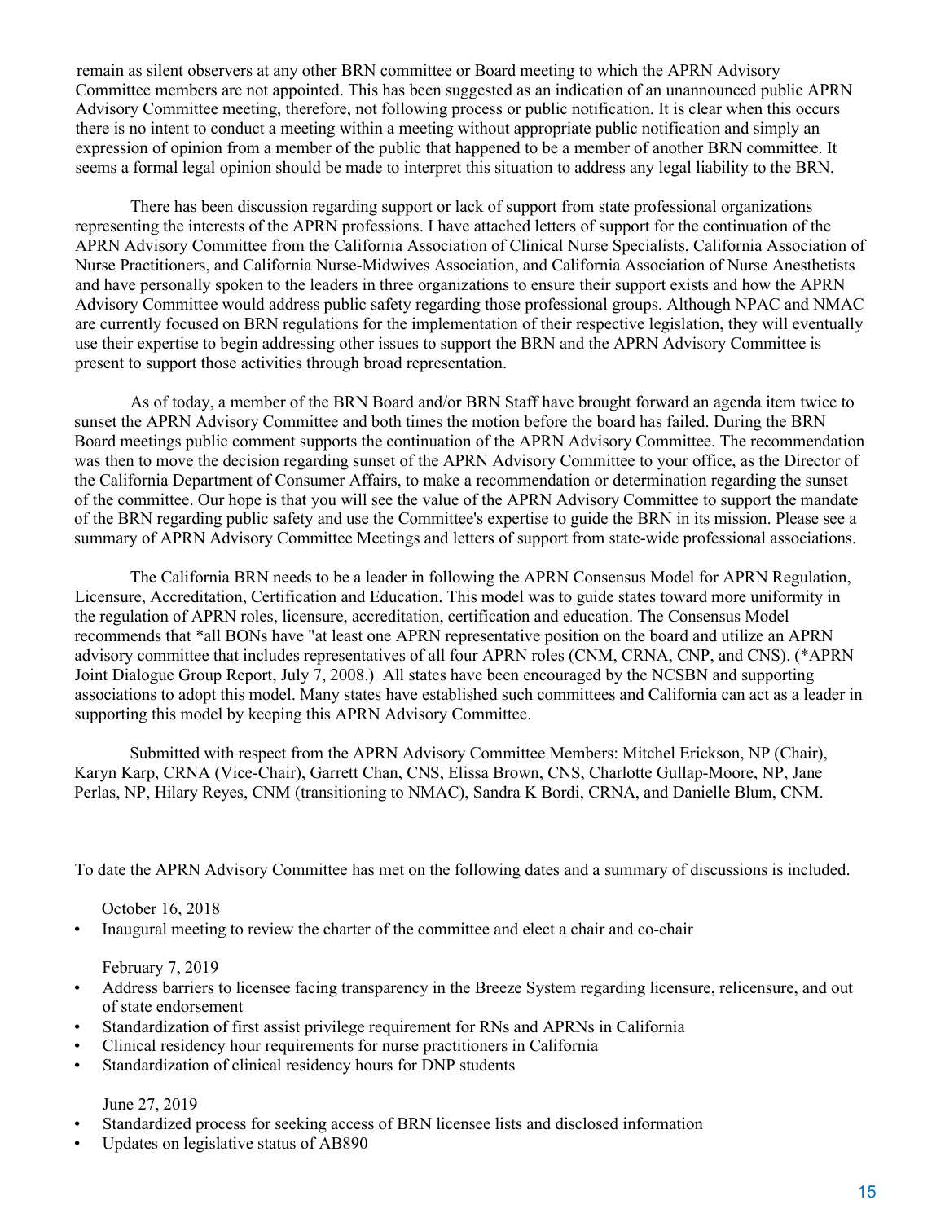remain as silent observers at any other BRN committee or Board meeting to which the APRN Advisory Committee members are not appointed. This has been suggested as an indication of an unannounced public APRN Advisory Committee meeting, therefore, not following process or public notification. It is clear when this occurs there is no intent to conduct a meeting within a meeting without appropriate public notification and simply an expression of opinion from a member of the public that happened to be a member of another BRN committee. It seems a formal legal opinion should be made to interpret this situation to address any legal liability to the BRN.

There has been discussion regarding support or lack of support from state professional organizations representing the interests of the APRN professions. I have attached letters of support for the continuation of the APRN Advisory Committee from the California Association of Clinical Nurse Specialists, California Association of Nurse Practitioners, and California Nurse-Midwives Association, and California Association of Nurse Anesthetists and have personally spoken to the leaders in three organizations to ensure their support exists and how the APRN Advisory Committee would address public safety regarding those professional groups. Although NPAC and NMAC are currently focused on BRN regulations for the implementation of their respective legislation, they will eventually use their expertise to begin addressing other issues to support the BRN and the APRN Advisory Committee is present to support those activities through broad representation.

As of today, a member of the BRN Board and/or BRN Staff have brought forward an agenda item twice to sunset the APRN Advisory Committee and both times the motion before the board has failed. During the BRN Board meetings public comment supports the continuation of the APRN Advisory Committee. The recommendation was then to move the decision regarding sunset of the APRN Advisory Committee to your office, as the Director of the California Department of Consumer Affairs, to make a recommendation or determination regarding the sunset of the committee. Our hope is that you will see the value of the APRN Advisory Committee to support the mandate of the BRN regarding public safety and use the Committee's expertise to guide the BRN in its mission. Please see a summary of APRN Advisory Committee Meetings and letters of support from state-wide professional associations.

The California BRN needs to be a leader in following the APRN Consensus Model for APRN Regulation, Licensure, Accreditation, Certification and Education. This model was to guide states toward more uniformity in the regulation of APRN roles, licensure, accreditation, certification and education. The Consensus Model recommends that *all BONs have "at least one APRN representative position on the board and utilize an APRN advisory committee that includes representatives of all four APRN roles (CNM, CRNA, CNP, and CNS). (*APRN Joint Dialogue Group Report, July 7, 2008.) All states have been encouraged by the NCSBN and supporting associations to adopt this model. Many states have established such committees and California can act as a leader in supporting this model by keeping this APRN Advisory Committee.

Submitted with respect from the APRN Advisory Committee Members: Mitchel Erickson, NP (Chair), Karyn Karp, CRNA (Vice-Chair), Garrett Chan, CNS, Elissa Brown, CNS, Charlotte Gullap-Moore, NP, Jane Perlas, NP, Hilary Reyes, CNM (transitioning to NMAC), Sandra K Bordi, CRNA, and Danielle Blum, CNM.

To date the APRN Advisory Committee has met on the following dates and a summary of discussions is included.

October 16, 2018

- Inaugural meeting to review the charter of the committee and elect a chair and co-chair

February 7, 2019

- Address barriers to licensee facing transparency in the Breeze System regarding licensure, relicensure, and out of state endorsement
- Standardization of first assist privilege requirement for RNs and APRNs in California
- Clinical residency hour requirements for nurse practitioners in California
- Standardization of clinical residency hours for DNP students

June 27, 2019

- Standardized process for seeking access of BRN licensee lists and disclosed information
- Updates on legislative status of AB890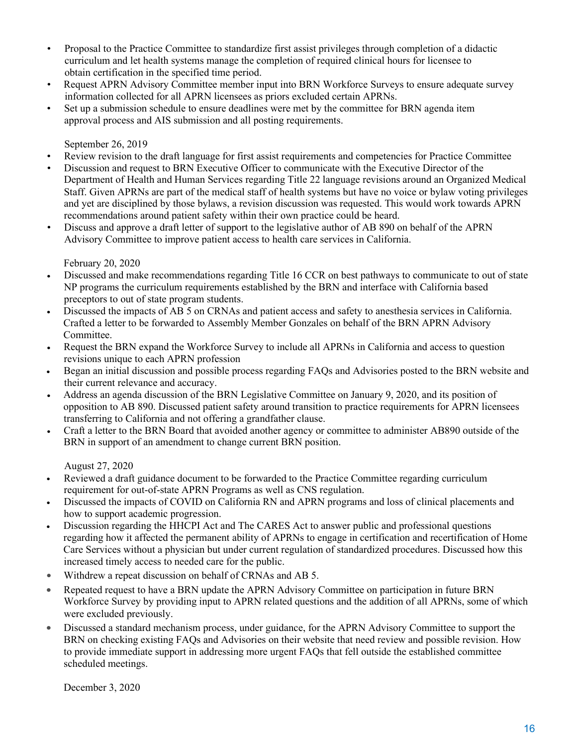- Proposal to the Practice Committee to standardize first assist privileges through completion of a didactic curriculum and let health systems manage the completion of required clinical hours for licensee to obtain certification in the specified time period.
- Request APRN Advisory Committee member input into BRN Workforce Surveys to ensure adequate survey information collected for all APRN licensees as priors excluded certain APRNs.
- Set up a submission schedule to ensure deadlines were met by the committee for BRN agenda item approval process and AIS submission and all posting requirements.

September 26, 2019

- Review revision to the draft language for first assist requirements and competencies for Practice Committee
- Discussion and request to BRN Executive Officer to communicate with the Executive Director of the Department of Health and Human Services regarding Title 22 language revisions around an Organized Medical Staff. Given APRNs are part of the medical staff of health systems but have no voice or bylaw voting privileges and yet are disciplined by those bylaws, a revision discussion was requested. This would work towards APRN recommendations around patient safety within their own practice could be heard.
- Discuss and approve a draft letter of support to the legislative author of AB 890 on behalf of the APRN Advisory Committee to improve patient access to health care services in California.

February 20, 2020

- Discussed and make recommendations regarding Title 16 CCR on best pathways to communicate to out of state NP programs the curriculum requirements established by the BRN and interface with California based preceptors to out of state program students.
- Discussed the impacts of AB 5 on CRNAs and patient access and safety to anesthesia services in California. Crafted a letter to be forwarded to Assembly Member Gonzales on behalf of the BRN APRN Advisory Committee.
- Request the BRN expand the Workforce Survey to include all APRNs in California and access to question revisions unique to each APRN profession
- Began an initial discussion and possible process regarding FAQs and Advisories posted to the BRN website and their current relevance and accuracy.
- Address an agenda discussion of the BRN Legislative Committee on January 9, 2020, and its position of opposition to AB 890. Discussed patient safety around transition to practice requirements for APRN licensees transferring to California and not offering a grandfather clause.
- Craft a letter to the BRN Board that avoided another agency or committee to administer AB890 outside of the BRN in support of an amendment to change current BRN position.

August 27, 2020

- Reviewed a draft guidance document to be forwarded to the Practice Committee regarding curriculum requirement for out-of-state APRN Programs as well as CNS regulation.
- Discussed the impacts of COVID on California RN and APRN programs and loss of clinical placements and how to support academic progression.
- Discussion regarding the HHCPI Act and The CARES Act to answer public and professional questions regarding how it affected the permanent ability of APRNs to engage in certification and recertification of Home Care Services without a physician but under current regulation of standardized procedures. Discussed how this increased timely access to needed care for the public.
- Withdrew a repeat discussion on behalf of CRNAs and AB 5.
- Repeated request to have a BRN update the APRN Advisory Committee on participation in future BRN Workforce Survey by providing input to APRN related questions and the addition of all APRNs, some of which were excluded previously.
- Discussed a standard mechanism process, under guidance, for the APRN Advisory Committee to support the BRN on checking existing FAQs and Advisories on their website that need review and possible revision. How to provide immediate support in addressing more urgent FAQs that fell outside the established committee scheduled meetings.

December 3, 2020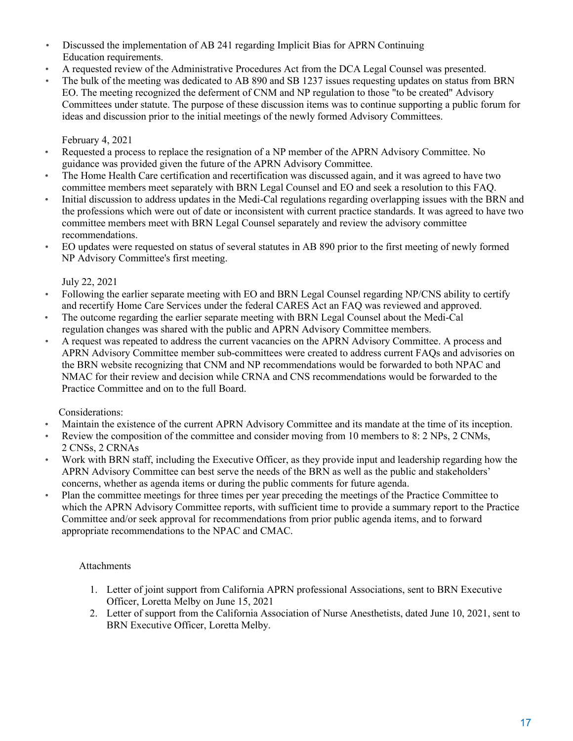- Discussed the implementation of AB 241 regarding Implicit Bias for APRN Continuing Education requirements.
- A requested review of the Administrative Procedures Act from the DCA Legal Counsel was presented.
- The bulk of the meeting was dedicated to AB 890 and SB 1237 issues requesting updates on status from BRN EO. The meeting recognized the deferment of CNM and NP regulation to those "to be created" Advisory Committees under statute. The purpose of these discussion items was to continue supporting a public forum for ideas and discussion prior to the initial meetings of the newly formed Advisory Committees.

February 4, 2021

- Requested a process to replace the resignation of a NP member of the APRN Advisory Committee. No guidance was provided given the future of the APRN Advisory Committee.
- The Home Health Care certification and recertification was discussed again, and it was agreed to have two committee members meet separately with BRN Legal Counsel and EO and seek a resolution to this FAQ.
- Initial discussion to address updates in the Medi-Cal regulations regarding overlapping issues with the BRN and the professions which were out of date or inconsistent with current practice standards. It was agreed to have two committee members meet with BRN Legal Counsel separately and review the advisory committee recommendations.
- EO updates were requested on status of several statutes in AB 890 prior to the first meeting of newly formed NP Advisory Committee's first meeting.

July 22, 2021

- Following the earlier separate meeting with EO and BRN Legal Counsel regarding NP/CNS ability to certify and recertify Home Care Services under the federal CARES Act an FAQ was reviewed and approved.
- The outcome regarding the earlier separate meeting with BRN Legal Counsel about the Medi-Cal regulation changes was shared with the public and APRN Advisory Committee members.
- A request was repeated to address the current vacancies on the APRN Advisory Committee. A process and APRN Advisory Committee member sub-committees were created to address current FAQs and advisories on the BRN website recognizing that CNM and NP recommendations would be forwarded to both NPAC and NMAC for their review and decision while CRNA and CNS recommendations would be forwarded to the Practice Committee and on to the full Board.

Considerations:

- Maintain the existence of the current APRN Advisory Committee and its mandate at the time of its inception.
- Review the composition of the committee and consider moving from 10 members to 8: 2 NPs, 2 CNMs, 2 CNSs, 2 CRNAs
- Work with BRN staff, including the Executive Officer, as they provide input and leadership regarding how the APRN Advisory Committee can best serve the needs of the BRN as well as the public and stakeholders' concerns, whether as agenda items or during the public comments for future agenda.
- Plan the committee meetings for three times per year preceding the meetings of the Practice Committee to which the APRN Advisory Committee reports, with sufficient time to provide a summary report to the Practice Committee and/or seek approval for recommendations from prior public agenda items, and to forward appropriate recommendations to the NPAC and CMAC.

Attachments

1. Letter of joint support from California APRN professional Associations, sent to BRN Executive Officer, Loretta Melby on June 15, 2021
2. Letter of support from the California Association of Nurse Anesthetists, dated June 10, 2021, sent to BRN Executive Officer, Loretta Melby.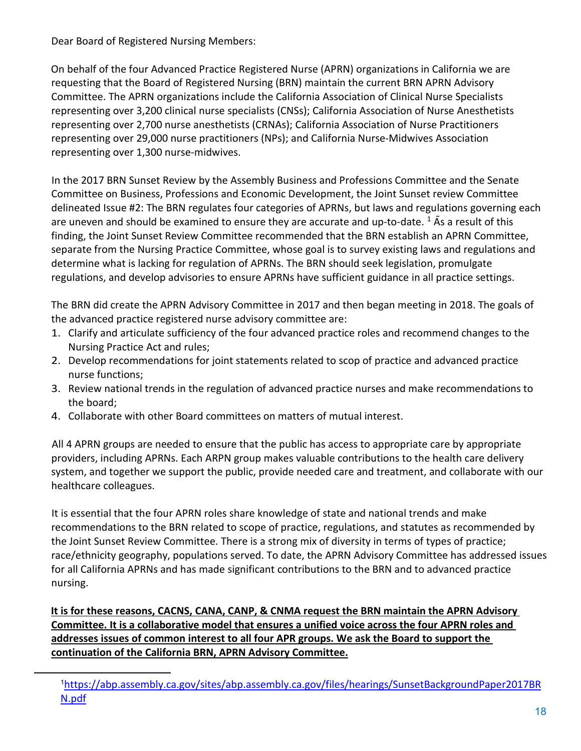Dear Board of Registered Nursing Members:

On behalf of the four Advanced Practice Registered Nurse (APRN) organizations in California we are requesting that the Board of Registered Nursing (BRN) maintain the current BRN APRN Advisory Committee. The APRN organizations include the California Association of Clinical Nurse Specialists representing over 3,200 clinical nurse specialists (CNSs); California Association of Nurse Anesthetists representing over 2,700 nurse anesthetists (CRNAs); California Association of Nurse Practitioners representing over 29,000 nurse practitioners (NPs); and California Nurse-Midwives Association representing over 1,300 nurse-midwives.

In the 2017 BRN Sunset Review by the Assembly Business and Professions Committee and the Senate Committee on Business, Professions and Economic Development, the Joint Sunset review Committee delineated Issue #2: The BRN regulates four categories of APRNs, but laws and regulations governing each are uneven and should be examined to ensure they are accurate and up-to-date. [1] Ās a result of this finding, the Joint Sunset Review Committee recommended that the BRN establish an APRN Committee, separate from the Nursing Practice Committee, whose goal is to survey existing laws and regulations and determine what is lacking for regulation of APRNs. The BRN should seek legislation, promulgate regulations, and develop advisories to ensure APRNs have sufficient guidance in all practice settings.

The BRN did create the APRN Advisory Committee in 2017 and then began meeting in 2018. The goals of the advanced practice registered nurse advisory committee are:

1. Clarify and articulate sufficiency of the four advanced practice roles and recommend changes to the Nursing Practice Act and rules;
2. Develop recommendations for joint statements related to scop of practice and advanced practice nurse functions;
3. Review national trends in the regulation of advanced practice nurses and make recommendations to the board;
4. Collaborate with other Board committees on matters of mutual interest.

All 4 APRN groups are needed to ensure that the public has access to appropriate care by appropriate providers, including APRNs. Each ARPN group makes valuable contributions to the health care delivery system, and together we support the public, provide needed care and treatment, and collaborate with our healthcare colleagues.

It is essential that the four APRN roles share knowledge of state and national trends and make recommendations to the BRN related to scope of practice, regulations, and statutes as recommended by the Joint Sunset Review Committee. There is a strong mix of diversity in terms of types of practice; race/ethnicity geography, populations served. To date, the APRN Advisory Committee has addressed issues for all California APRNs and has made significant contributions to the BRN and to advanced practice nursing.

**It is for these reasons, CACNS, CANA, CANP, & CNMA request the BRN maintain the APRN Advisory Committee. It is a collaborative model that ensures a unified voice across the four APRN roles and addresses issues of common interest to all four APR groups. We ask the Board to support the continuation of the California BRN, APRN Advisory Committee.**

---

[1] https://abp.assembly.ca.gov/sites/abp.assembly.ca.gov/files/hearings/SunsetBackgroundPaper2017BRN.pdf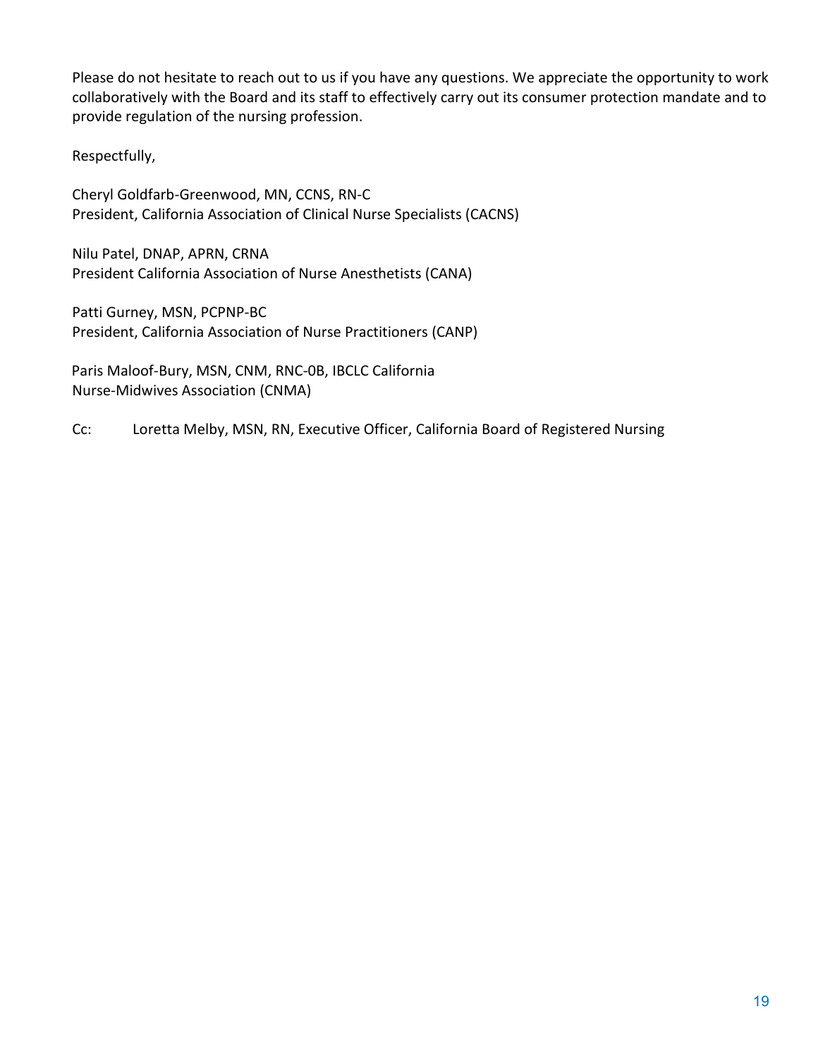Please do not hesitate to reach out to us if you have any questions. We appreciate the opportunity to work collaboratively with the Board and its staff to effectively carry out its consumer protection mandate and to provide regulation of the nursing profession.

Respectfully,

Cheryl Goldfarb-Greenwood, MN, CCNS, RN-C  
President, California Association of Clinical Nurse Specialists (CACNS)

Nilu Patel, DNAP, APRN, CRNA  
President California Association of Nurse Anesthetists (CANA)

Patti Gurney, MSN, PCPNP-BC  
President, California Association of Nurse Practitioners (CANP)

Paris Maloof-Bury, MSN, CNM, RNC-0B, IBCLC California  
Nurse-Midwives Association (CNMA)

Cc: Loretta Melby, MSN, RN, Executive Officer, California Board of Registered Nursing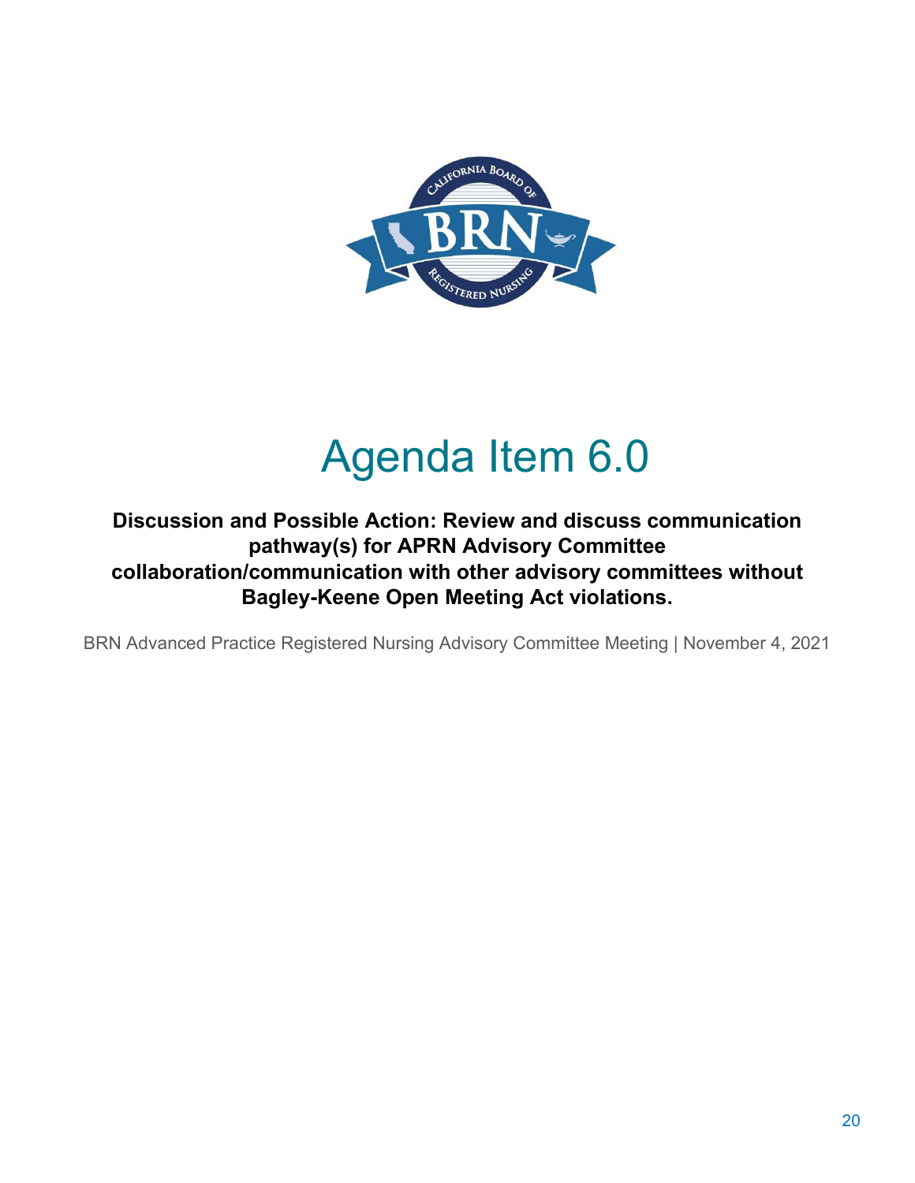# Agenda Item 6.0

**Discussion and Possible Action: Review and discuss communication pathway(s) for APRN Advisory Committee collaboration/communication with other advisory committees without Bagley-Keene Open Meeting Act violations.**

BRN Advanced Practice Registered Nursing Advisory Committee Meeting | November 4, 2021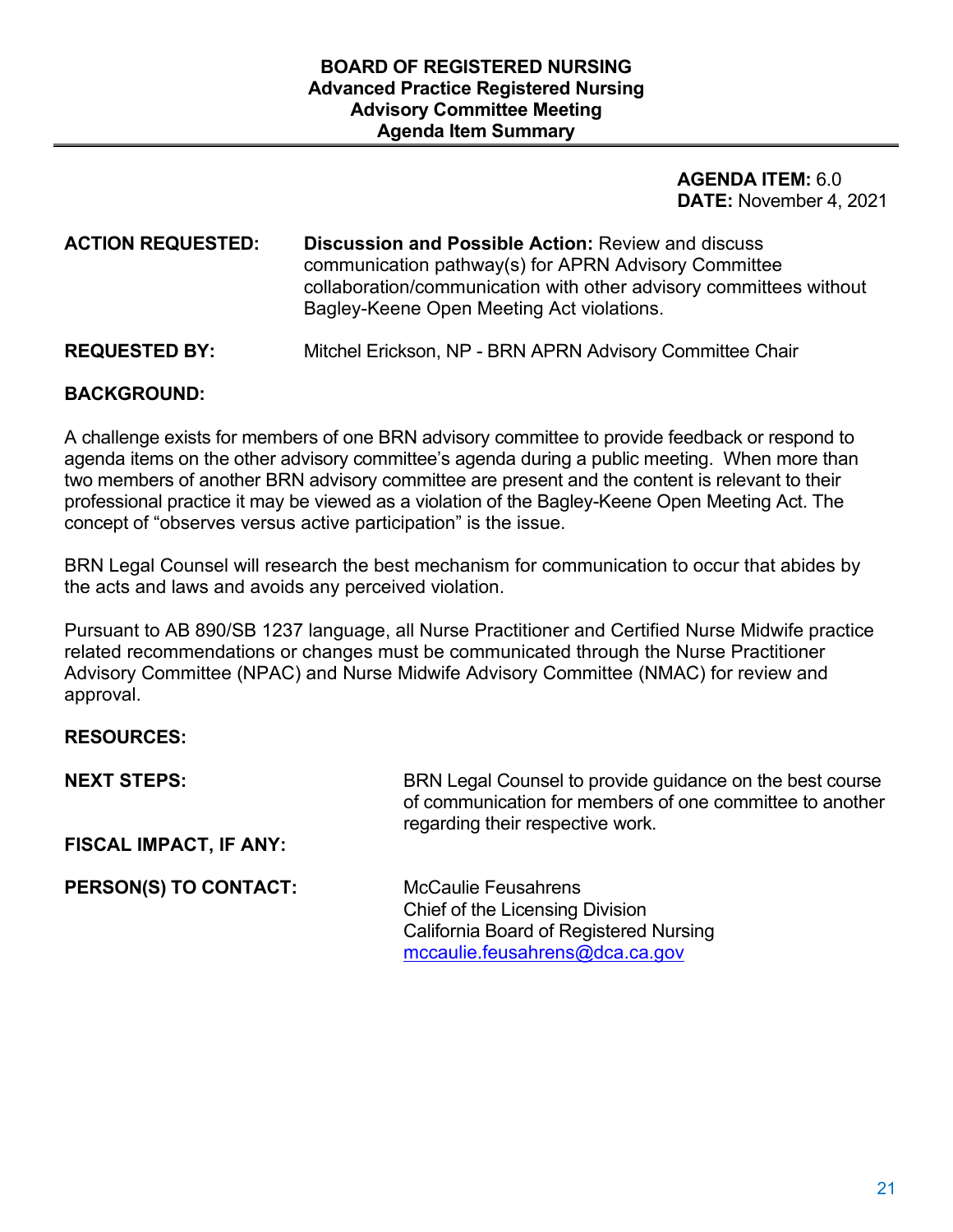# BOARD OF REGISTERED NURSING
## Advanced Practice Registered Nursing
## Advisory Committee Meeting
## Agenda Item Summary

**AGENDA ITEM:** 6.0
**DATE:** November 4, 2021

**ACTION REQUESTED:** **Discussion and Possible Action:** Review and discuss communication pathway(s) for APRN Advisory Committee collaboration/communication with other advisory committees without Bagley-Keene Open Meeting Act violations.

**REQUESTED BY:** Mitchel Erickson, NP - BRN APRN Advisory Committee Chair

**BACKGROUND:**

A challenge exists for members of one BRN advisory committee to provide feedback or respond to agenda items on the other advisory committee's agenda during a public meeting. When more than two members of another BRN advisory committee are present and the content is relevant to their professional practice it may be viewed as a violation of the Bagley-Keene Open Meeting Act. The concept of "observes versus active participation" is the issue.

BRN Legal Counsel will research the best mechanism for communication to occur that abides by the acts and laws and avoids any perceived violation.

Pursuant to AB 890/SB 1237 language, all Nurse Practitioner and Certified Nurse Midwife practice related recommendations or changes must be communicated through the Nurse Practitioner Advisory Committee (NPAC) and Nurse Midwife Advisory Committee (NMAC) for review and approval.

**RESOURCES:**

**NEXT STEPS:** BRN Legal Counsel to provide guidance on the best course of communication for members of one committee to another regarding their respective work.

**FISCAL IMPACT, IF ANY:**

**PERSON(S) TO CONTACT:** McCaulie Feusahrens
Chief of the Licensing Division
California Board of Registered Nursing
mccaulie.feusahrens@dca.ca.gov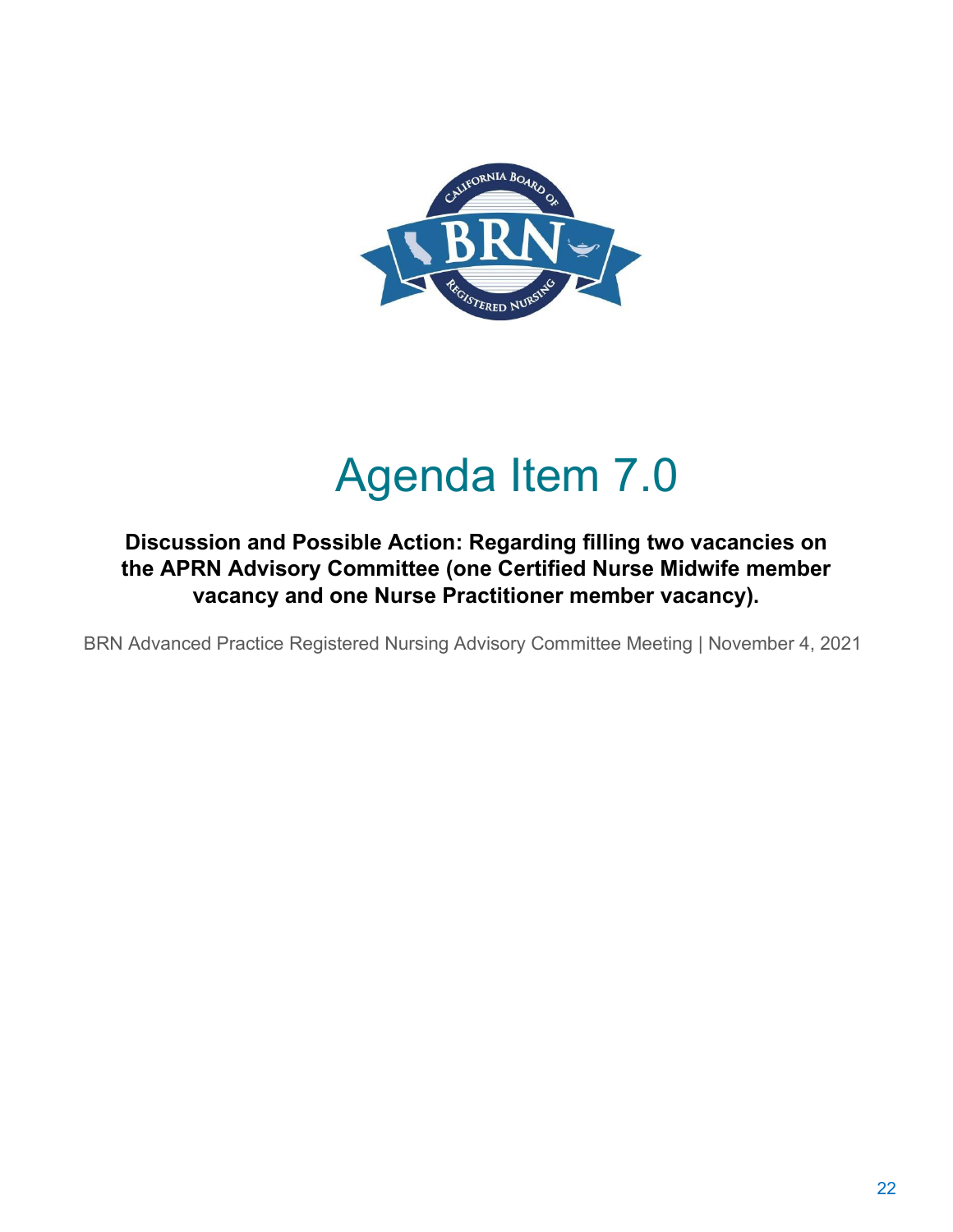# Agenda Item 7.0

**Discussion and Possible Action: Regarding filling two vacancies on the APRN Advisory Committee (one Certified Nurse Midwife member vacancy and one Nurse Practitioner member vacancy).**

BRN Advanced Practice Registered Nursing Advisory Committee Meeting | November 4, 2021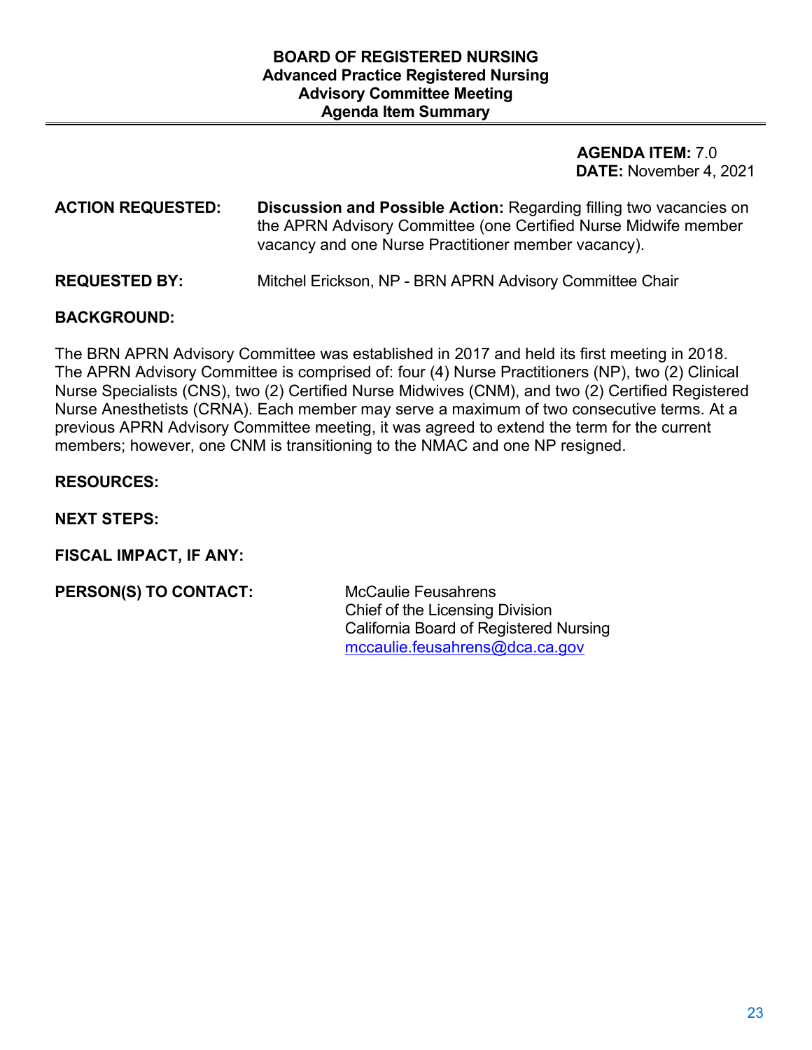**BOARD OF REGISTERED NURSING**
**Advanced Practice Registered Nursing**
**Advisory Committee Meeting**
**Agenda Item Summary**

**AGENDA ITEM:** 7.0
**DATE:** November 4, 2021

**ACTION REQUESTED:** **Discussion and Possible Action:** Regarding filling two vacancies on the APRN Advisory Committee (one Certified Nurse Midwife member vacancy and one Nurse Practitioner member vacancy).

**REQUESTED BY:** Mitchel Erickson, NP - BRN APRN Advisory Committee Chair

**BACKGROUND:**

The BRN APRN Advisory Committee was established in 2017 and held its first meeting in 2018. The APRN Advisory Committee is comprised of: four (4) Nurse Practitioners (NP), two (2) Clinical Nurse Specialists (CNS), two (2) Certified Nurse Midwives (CNM), and two (2) Certified Registered Nurse Anesthetists (CRNA). Each member may serve a maximum of two consecutive terms. At a previous APRN Advisory Committee meeting, it was agreed to extend the term for the current members; however, one CNM is transitioning to the NMAC and one NP resigned.

**RESOURCES:**

**NEXT STEPS:**

**FISCAL IMPACT, IF ANY:**

**PERSON(S) TO CONTACT:**

McCaulie Feusahrens
Chief of the Licensing Division
California Board of Registered Nursing
mccaulie.feusahrens@dca.ca.gov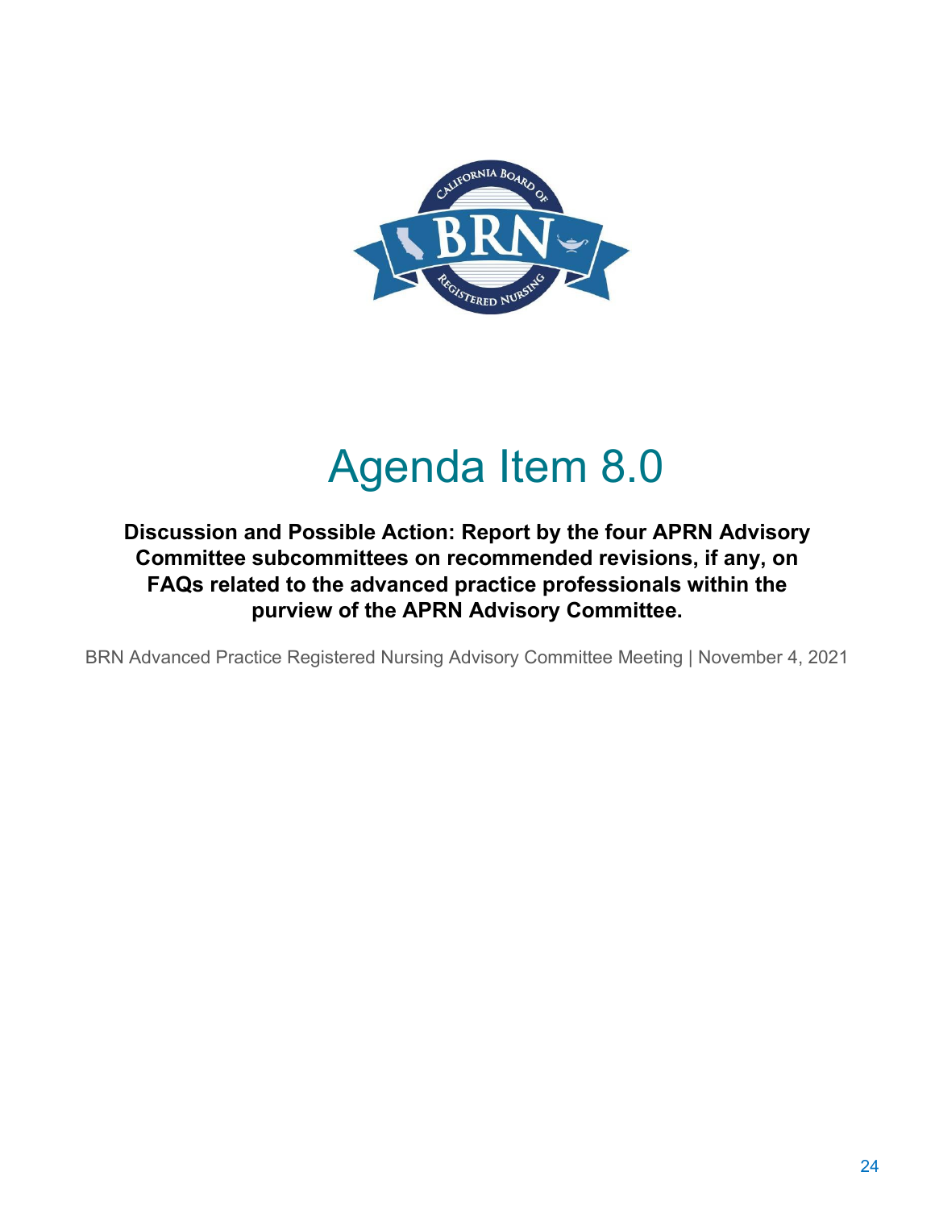# Agenda Item 8.0

**Discussion and Possible Action: Report by the four APRN Advisory Committee subcommittees on recommended revisions, if any, on FAQs related to the advanced practice professionals within the purview of the APRN Advisory Committee.**

BRN Advanced Practice Registered Nursing Advisory Committee Meeting | November 4, 2021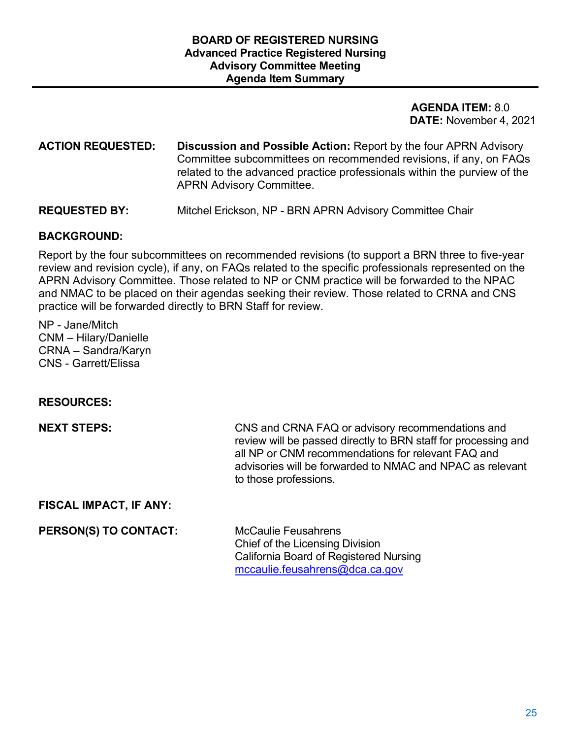**BOARD OF REGISTERED NURSING**
**Advanced Practice Registered Nursing**
**Advisory Committee Meeting**
**Agenda Item Summary**

**AGENDA ITEM:** 8.0
**DATE:** November 4, 2021

**ACTION REQUESTED:** **Discussion and Possible Action:** Report by the four APRN Advisory Committee subcommittees on recommended revisions, if any, on FAQs related to the advanced practice professionals within the purview of the APRN Advisory Committee.

**REQUESTED BY:** Mitchel Erickson, NP - BRN APRN Advisory Committee Chair

**BACKGROUND:**

Report by the four subcommittees on recommended revisions (to support a BRN three to five-year review and revision cycle), if any, on FAQs related to the specific professionals represented on the APRN Advisory Committee. Those related to NP or CNM practice will be forwarded to the NPAC and NMAC to be placed on their agendas seeking their review. Those related to CRNA and CNS practice will be forwarded directly to BRN Staff for review.

NP - Jane/Mitch
CNM – Hilary/Danielle
CRNA – Sandra/Karyn
CNS - Garrett/Elissa

**RESOURCES:**

**NEXT STEPS:** CNS and CRNA FAQ or advisory recommendations and review will be passed directly to BRN staff for processing and all NP or CNM recommendations for relevant FAQ and advisories will be forwarded to NMAC and NPAC as relevant to those professions.

**FISCAL IMPACT, IF ANY:**

**PERSON(S) TO CONTACT:** McCaulie Feusahrens
Chief of the Licensing Division
California Board of Registered Nursing
mccaulie.feusahrens@dca.ca.gov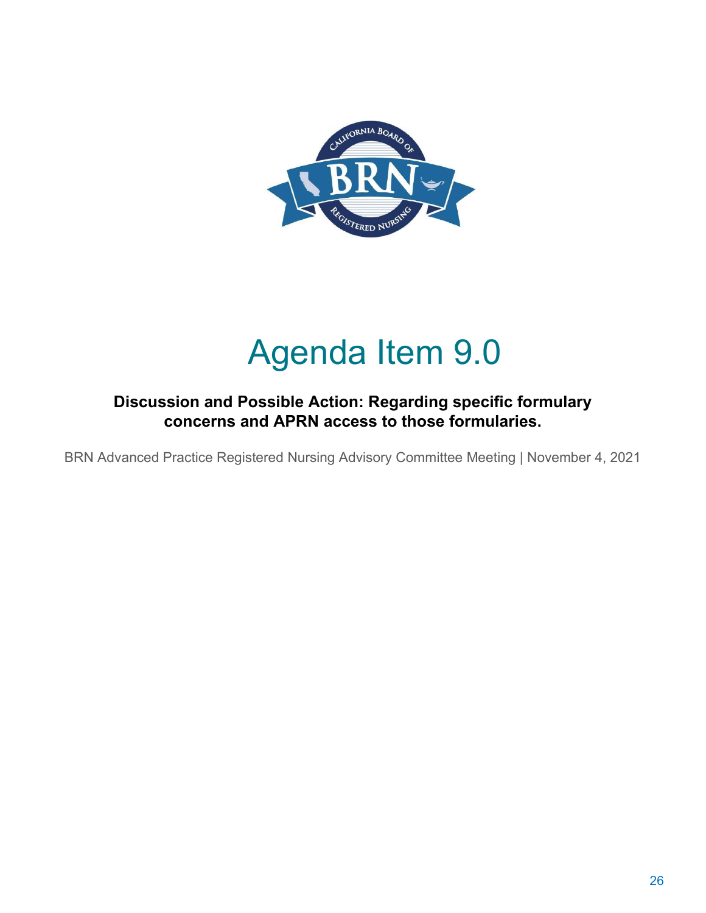# Agenda Item 9.0

**Discussion and Possible Action: Regarding specific formulary concerns and APRN access to those formularies.**

BRN Advanced Practice Registered Nursing Advisory Committee Meeting | November 4, 2021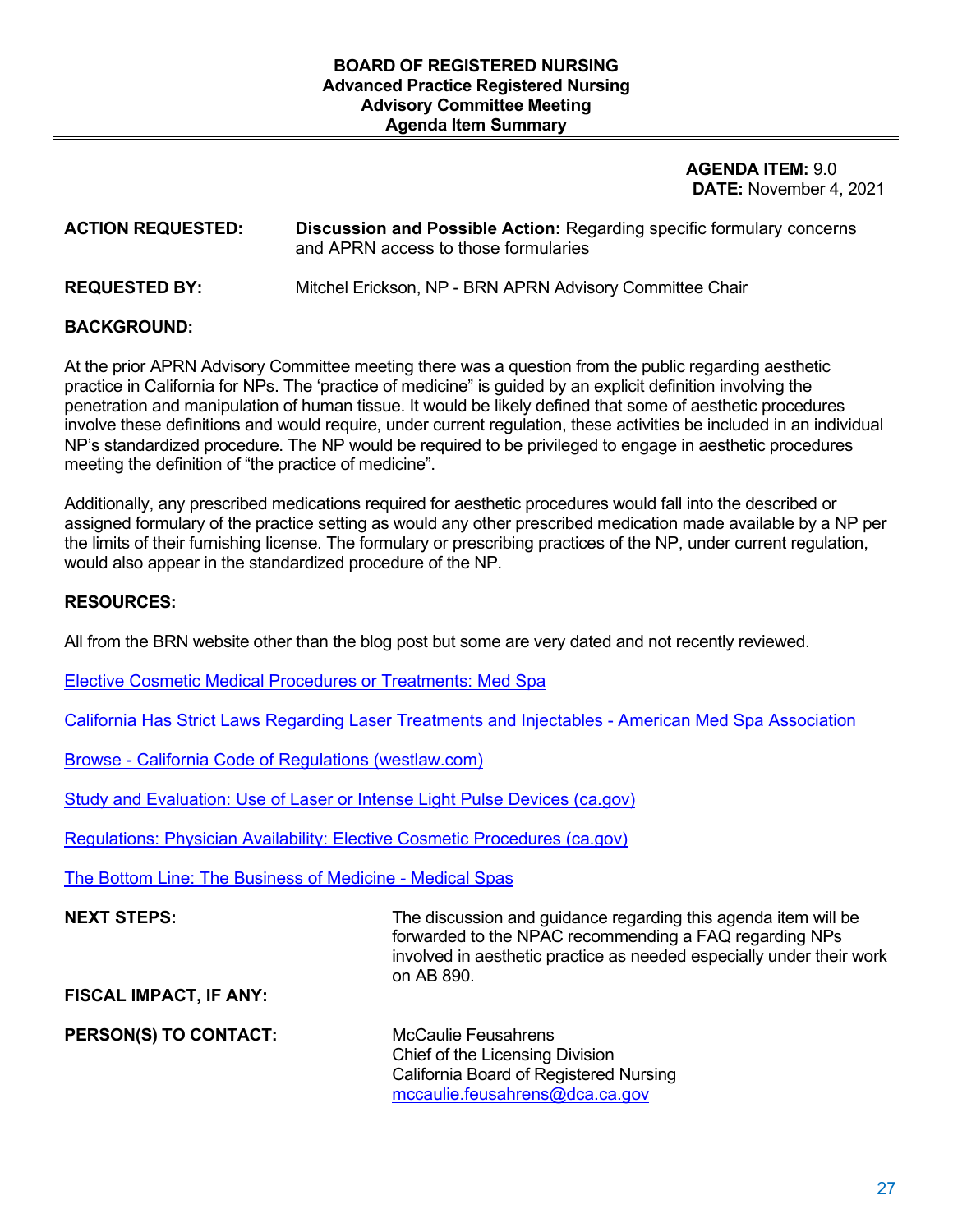**BOARD OF REGISTERED NURSING**
**Advanced Practice Registered Nursing**
**Advisory Committee Meeting**
**Agenda Item Summary**

**AGENDA ITEM:** 9.0
**DATE:** November 4, 2021

**ACTION REQUESTED:** **Discussion and Possible Action:** Regarding specific formulary concerns and APRN access to those formularies

**REQUESTED BY:** Mitchel Erickson, NP - BRN APRN Advisory Committee Chair

**BACKGROUND:**

At the prior APRN Advisory Committee meeting there was a question from the public regarding aesthetic practice in California for NPs. The 'practice of medicine" is guided by an explicit definition involving the penetration and manipulation of human tissue. It would be likely defined that some of aesthetic procedures involve these definitions and would require, under current regulation, these activities be included in an individual NP's standardized procedure. The NP would be required to be privileged to engage in aesthetic procedures meeting the definition of "the practice of medicine".

Additionally, any prescribed medications required for aesthetic procedures would fall into the described or assigned formulary of the practice setting as would any other prescribed medication made available by a NP per the limits of their furnishing license. The formulary or prescribing practices of the NP, under current regulation, would also appear in the standardized procedure of the NP.

**RESOURCES:**

All from the BRN website other than the blog post but some are very dated and not recently reviewed.

Elective Cosmetic Medical Procedures or Treatments: Med Spa

California Has Strict Laws Regarding Laser Treatments and Injectables - American Med Spa Association

Browse - California Code of Regulations (westlaw.com)

Study and Evaluation: Use of Laser or Intense Light Pulse Devices (ca.gov)

Regulations: Physician Availability: Elective Cosmetic Procedures (ca.gov)

The Bottom Line: The Business of Medicine - Medical Spas

**NEXT STEPS:** The discussion and guidance regarding this agenda item will be forwarded to the NPAC recommending a FAQ regarding NPs involved in aesthetic practice as needed especially under their work on AB 890.

**FISCAL IMPACT, IF ANY:**

**PERSON(S) TO CONTACT:** McCaulie Feusahrens
Chief of the Licensing Division
California Board of Registered Nursing
mccaulie.feusahrens@dca.ca.gov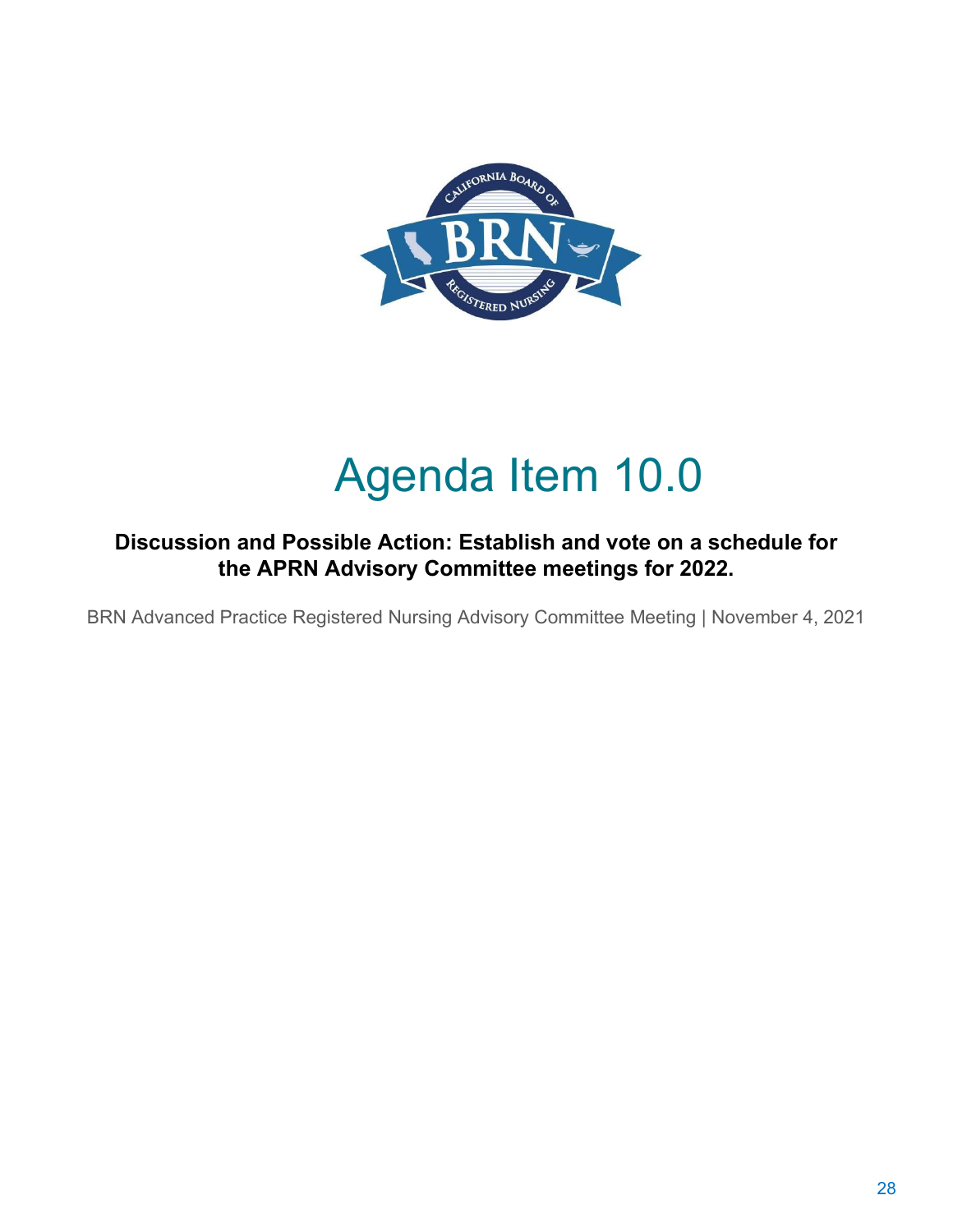# Agenda Item 10.0

**Discussion and Possible Action: Establish and vote on a schedule for the APRN Advisory Committee meetings for 2022.**

BRN Advanced Practice Registered Nursing Advisory Committee Meeting | November 4, 2021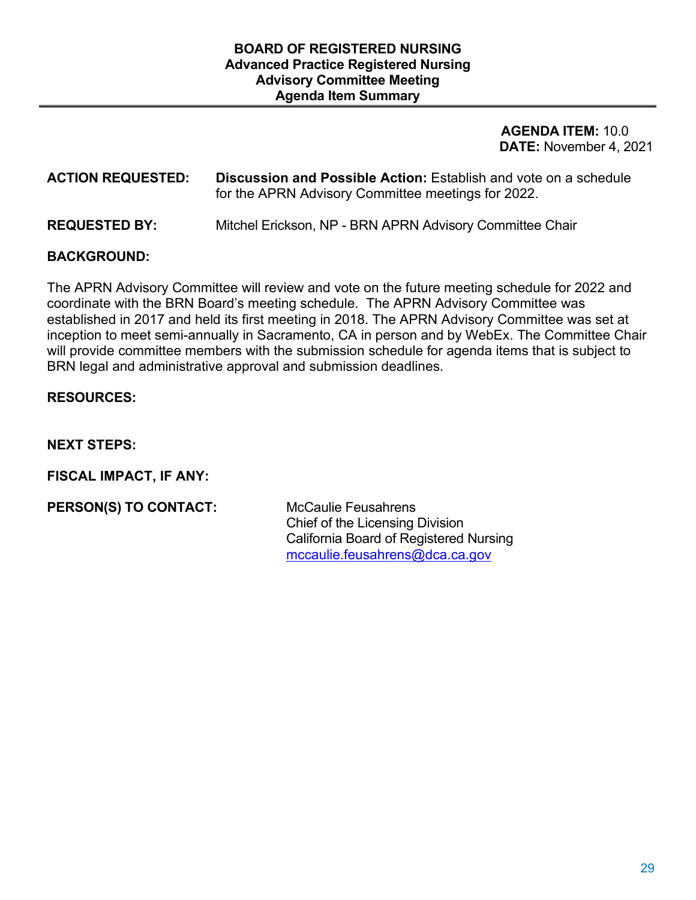# BOARD OF REGISTERED NURSING
## Advanced Practice Registered Nursing
## Advisory Committee Meeting
## Agenda Item Summary

**AGENDA ITEM:** 10.0
**DATE:** November 4, 2021

**ACTION REQUESTED:** **Discussion and Possible Action:** Establish and vote on a schedule for the APRN Advisory Committee meetings for 2022.

**REQUESTED BY:** Mitchel Erickson, NP - BRN APRN Advisory Committee Chair

**BACKGROUND:**

The APRN Advisory Committee will review and vote on the future meeting schedule for 2022 and coordinate with the BRN Board's meeting schedule. The APRN Advisory Committee was established in 2017 and held its first meeting in 2018. The APRN Advisory Committee was set at inception to meet semi-annually in Sacramento, CA in person and by WebEx. The Committee Chair will provide committee members with the submission schedule for agenda items that is subject to BRN legal and administrative approval and submission deadlines.

**RESOURCES:**

**NEXT STEPS:**

**FISCAL IMPACT, IF ANY:**

**PERSON(S) TO CONTACT:**

McCaulie Feusahrens
Chief of the Licensing Division
California Board of Registered Nursing
mccaulie.feusahrens@dca.ca.gov